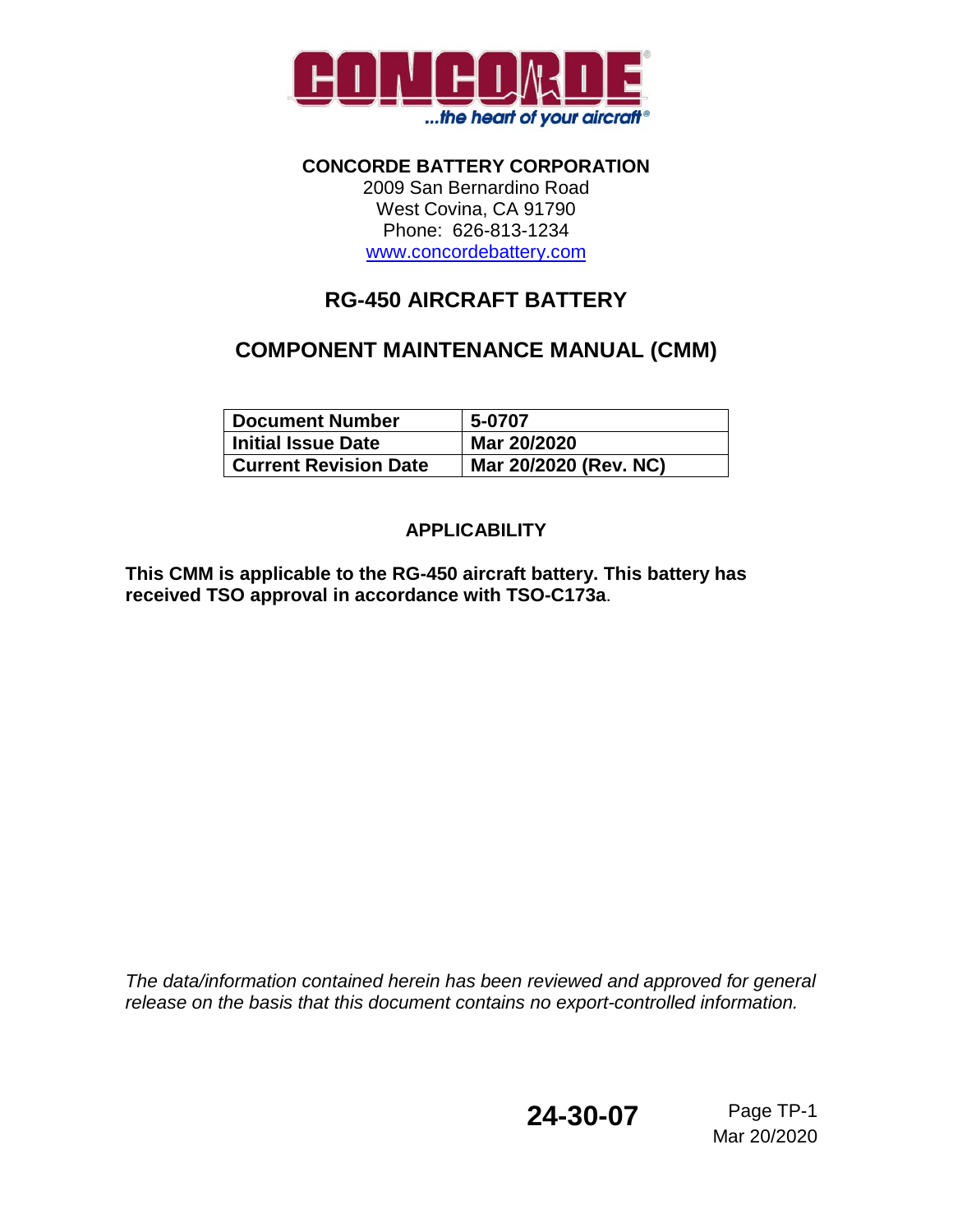CONCORDE

...the heart of your aircraft®

**CONCORDE BATTERY CORPORATION**
2009 San Bernardino Road
West Covina, CA 91790
Phone: 626-813-1234
www.concordebattery.com

# RG-450 AIRCRAFT BATTERY

# COMPONENT MAINTENANCE MANUAL (CMM)

| Document Number | 5-0707 |
|---|---|
| Initial Issue Date | Mar 20/2020 |
| Current Revision Date | Mar 20/2020 (Rev. NC) |

## APPLICABILITY

**This CMM is applicable to the RG-450 aircraft battery. This battery has received TSO approval in accordance with TSO-C173a.**

*The data/information contained herein has been reviewed and approved for general release on the basis that this document contains no export-controlled information.*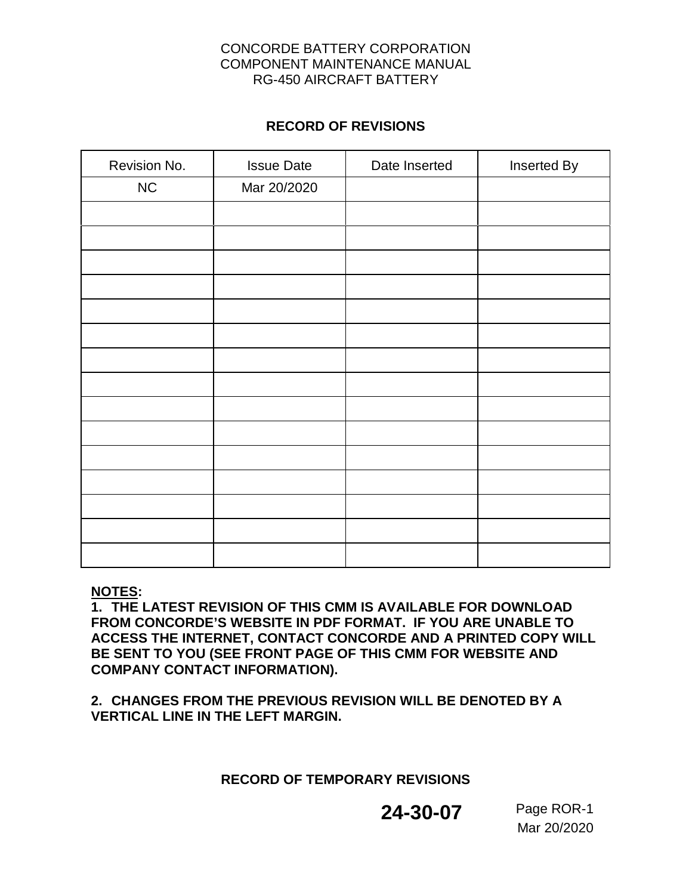## RECORD OF REVISIONS

| Revision No. | Issue Date | Date Inserted | Inserted By |
|---|---|---|---|
| NC | Mar 20/2020 | | |
| | | | |
| | | | |
| | | | |
| | | | |
| | | | |
| | | | |
| | | | |
| | | | |
| | | | |
| | | | |
| | | | |
| | | | |
| | | | |
| | | | |
| | | | |

**NOTES:**

**1. THE LATEST REVISION OF THIS CMM IS AVAILABLE FOR DOWNLOAD FROM CONCORDE'S WEBSITE IN PDF FORMAT. IF YOU ARE UNABLE TO ACCESS THE INTERNET, CONTACT CONCORDE AND A PRINTED COPY WILL BE SENT TO YOU (SEE FRONT PAGE OF THIS CMM FOR WEBSITE AND COMPANY CONTACT INFORMATION).**

**2. CHANGES FROM THE PREVIOUS REVISION WILL BE DENOTED BY A VERTICAL LINE IN THE LEFT MARGIN.**

## RECORD OF TEMPORARY REVISIONS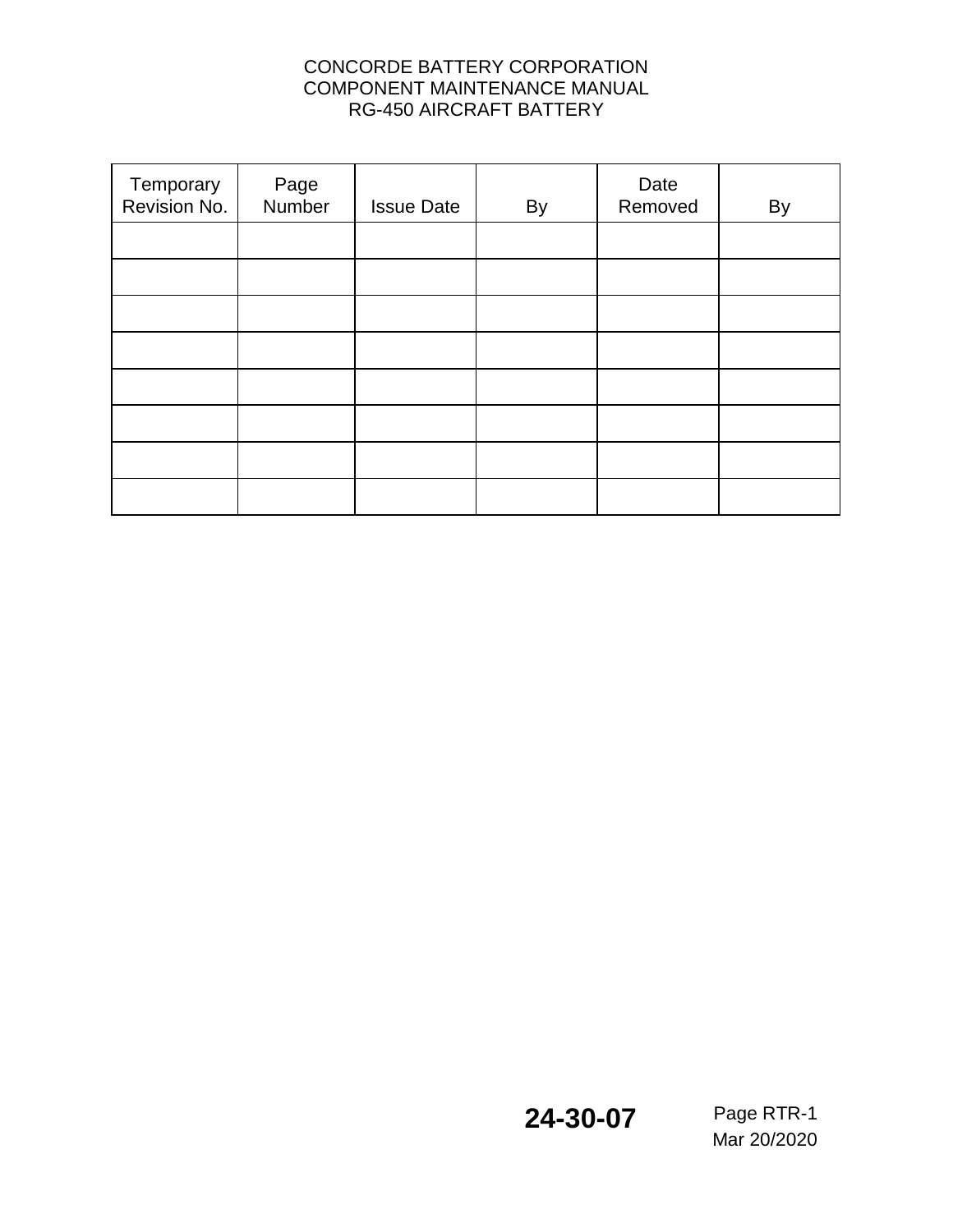| Temporary Revision No. | Page Number | Issue Date | By | Date Removed | By |
|---|---|---|---|---|---|
| | | | | | |
| | | | | | |
| | | | | | |
| | | | | | |
| | | | | | |
| | | | | | |
| | | | | | |
| | | | | | |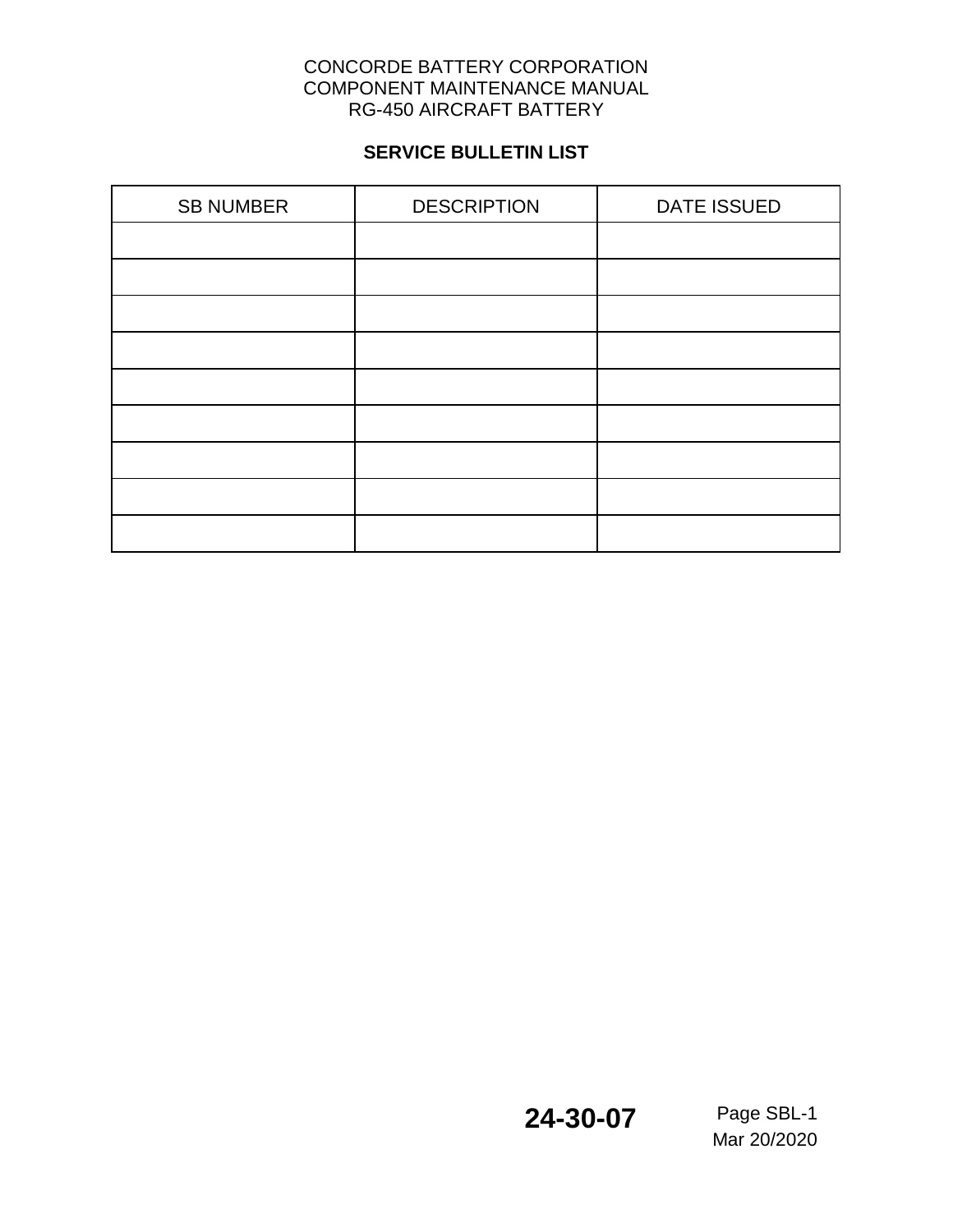## SERVICE BULLETIN LIST

| SB NUMBER | DESCRIPTION | DATE ISSUED |
|---|---|---|
| | | |
| | | |
| | | |
| | | |
| | | |
| | | |
| | | |
| | | |
| | | |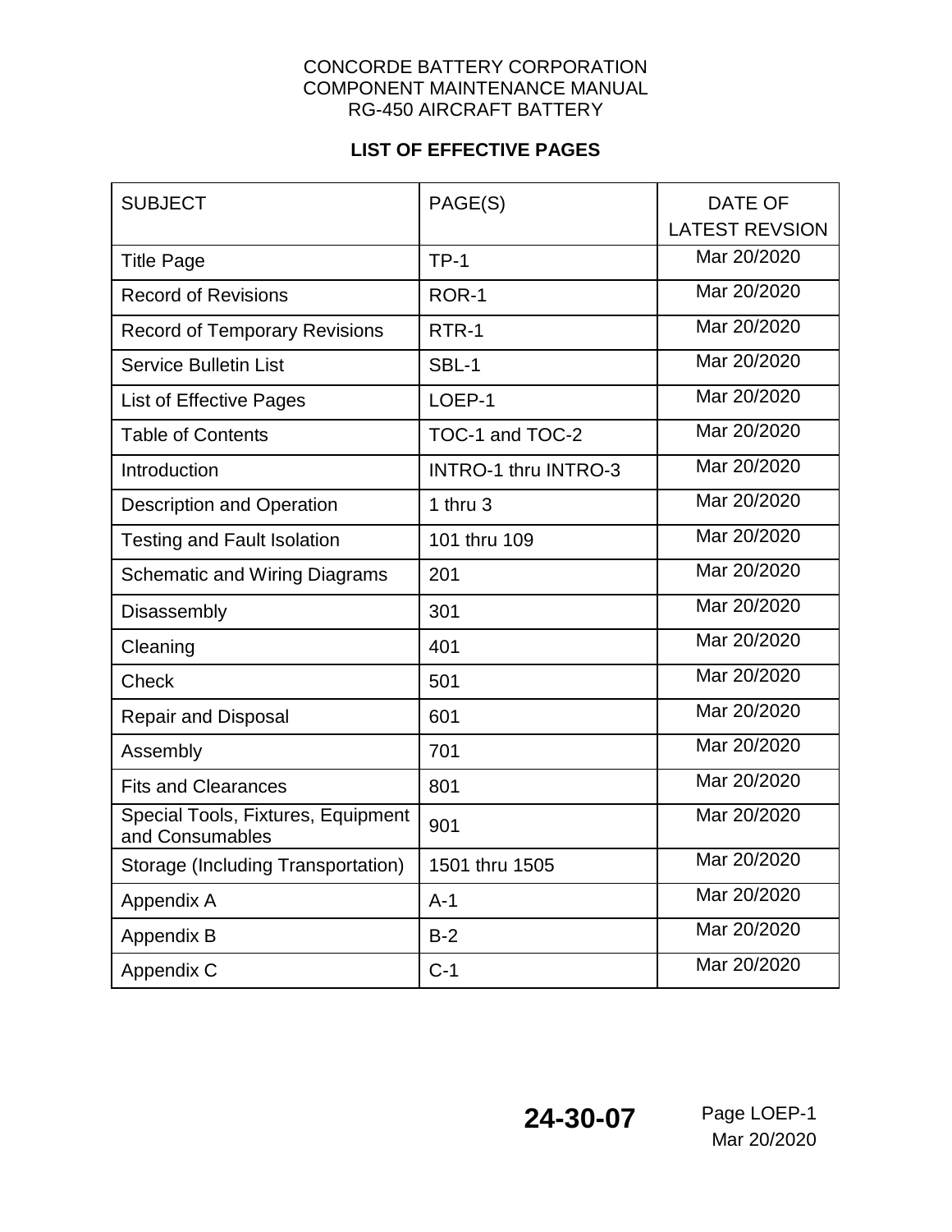## LIST OF EFFECTIVE PAGES

| SUBJECT | PAGE(S) | DATE OF LATEST REVSION |
|---|---|---|
| Title Page | TP-1 | Mar 20/2020 |
| Record of Revisions | ROR-1 | Mar 20/2020 |
| Record of Temporary Revisions | RTR-1 | Mar 20/2020 |
| Service Bulletin List | SBL-1 | Mar 20/2020 |
| List of Effective Pages | LOEP-1 | Mar 20/2020 |
| Table of Contents | TOC-1 and TOC-2 | Mar 20/2020 |
| Introduction | INTRO-1 thru INTRO-3 | Mar 20/2020 |
| Description and Operation | 1 thru 3 | Mar 20/2020 |
| Testing and Fault Isolation | 101 thru 109 | Mar 20/2020 |
| Schematic and Wiring Diagrams | 201 | Mar 20/2020 |
| Disassembly | 301 | Mar 20/2020 |
| Cleaning | 401 | Mar 20/2020 |
| Check | 501 | Mar 20/2020 |
| Repair and Disposal | 601 | Mar 20/2020 |
| Assembly | 701 | Mar 20/2020 |
| Fits and Clearances | 801 | Mar 20/2020 |
| Special Tools, Fixtures, Equipment and Consumables | 901 | Mar 20/2020 |
| Storage (Including Transportation) | 1501 thru 1505 | Mar 20/2020 |
| Appendix A | A-1 | Mar 20/2020 |
| Appendix B | B-2 | Mar 20/2020 |
| Appendix C | C-1 | Mar 20/2020 |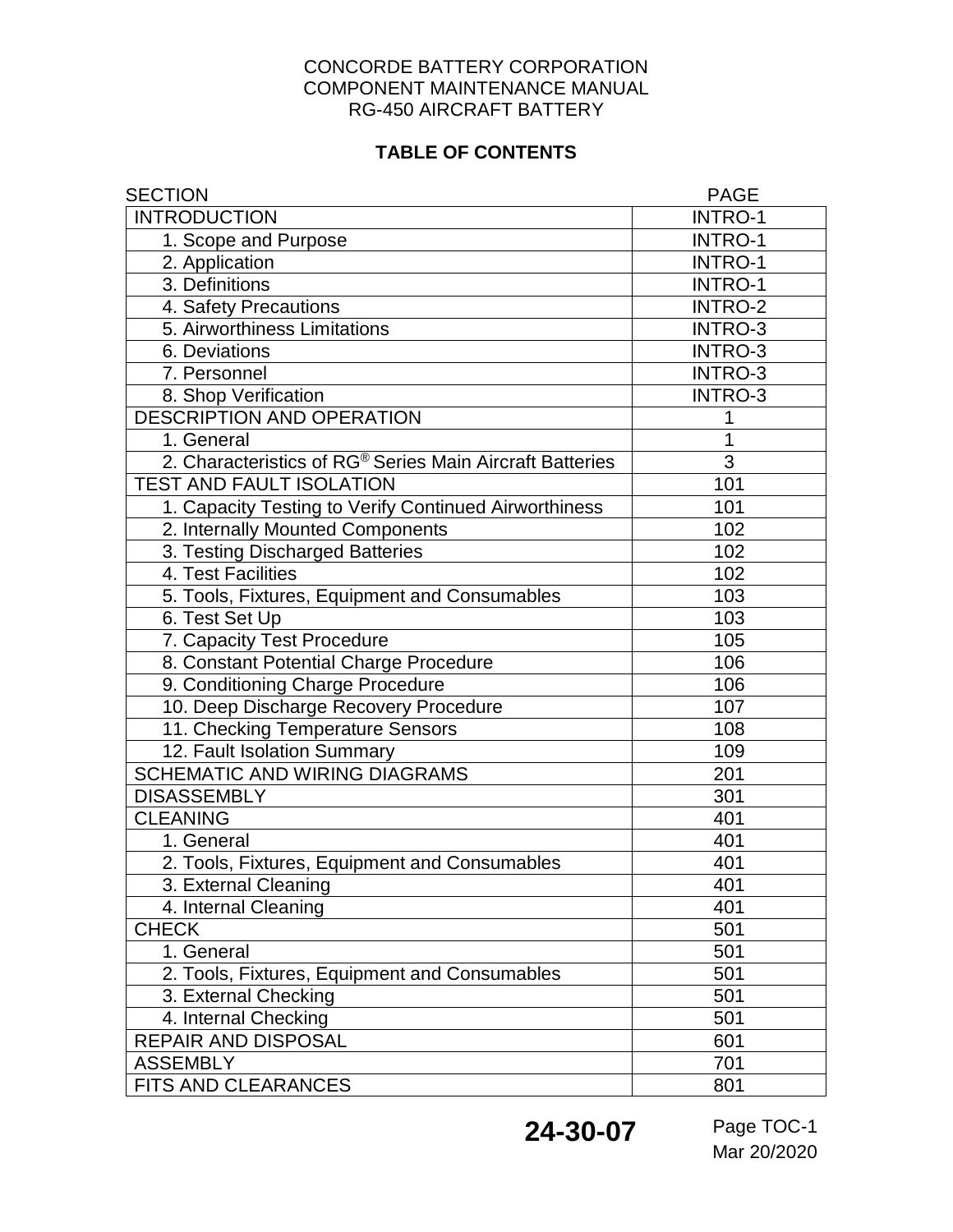CONCORDE BATTERY CORPORATION
COMPONENT MAINTENANCE MANUAL
RG-450 AIRCRAFT BATTERY

**TABLE OF CONTENTS**

| SECTION | PAGE |
|---|---|
| INTRODUCTION | INTRO-1 |
| 1. Scope and Purpose | INTRO-1 |
| 2. Application | INTRO-1 |
| 3. Definitions | INTRO-1 |
| 4. Safety Precautions | INTRO-2 |
| 5. Airworthiness Limitations | INTRO-3 |
| 6. Deviations | INTRO-3 |
| 7. Personnel | INTRO-3 |
| 8. Shop Verification | INTRO-3 |
| DESCRIPTION AND OPERATION | 1 |
| 1. General | 1 |
| 2. Characteristics of RG® Series Main Aircraft Batteries | 3 |
| TEST AND FAULT ISOLATION | 101 |
| 1. Capacity Testing to Verify Continued Airworthiness | 101 |
| 2. Internally Mounted Components | 102 |
| 3. Testing Discharged Batteries | 102 |
| 4. Test Facilities | 102 |
| 5. Tools, Fixtures, Equipment and Consumables | 103 |
| 6. Test Set Up | 103 |
| 7. Capacity Test Procedure | 105 |
| 8. Constant Potential Charge Procedure | 106 |
| 9. Conditioning Charge Procedure | 106 |
| 10. Deep Discharge Recovery Procedure | 107 |
| 11. Checking Temperature Sensors | 108 |
| 12. Fault Isolation Summary | 109 |
| SCHEMATIC AND WIRING DIAGRAMS | 201 |
| DISASSEMBLY | 301 |
| CLEANING | 401 |
| 1. General | 401 |
| 2. Tools, Fixtures, Equipment and Consumables | 401 |
| 3. External Cleaning | 401 |
| 4. Internal Cleaning | 401 |
| CHECK | 501 |
| 1. General | 501 |
| 2. Tools, Fixtures, Equipment and Consumables | 501 |
| 3. External Checking | 501 |
| 4. Internal Checking | 501 |
| REPAIR AND DISPOSAL | 601 |
| ASSEMBLY | 701 |
| FITS AND CLEARANCES | 801 |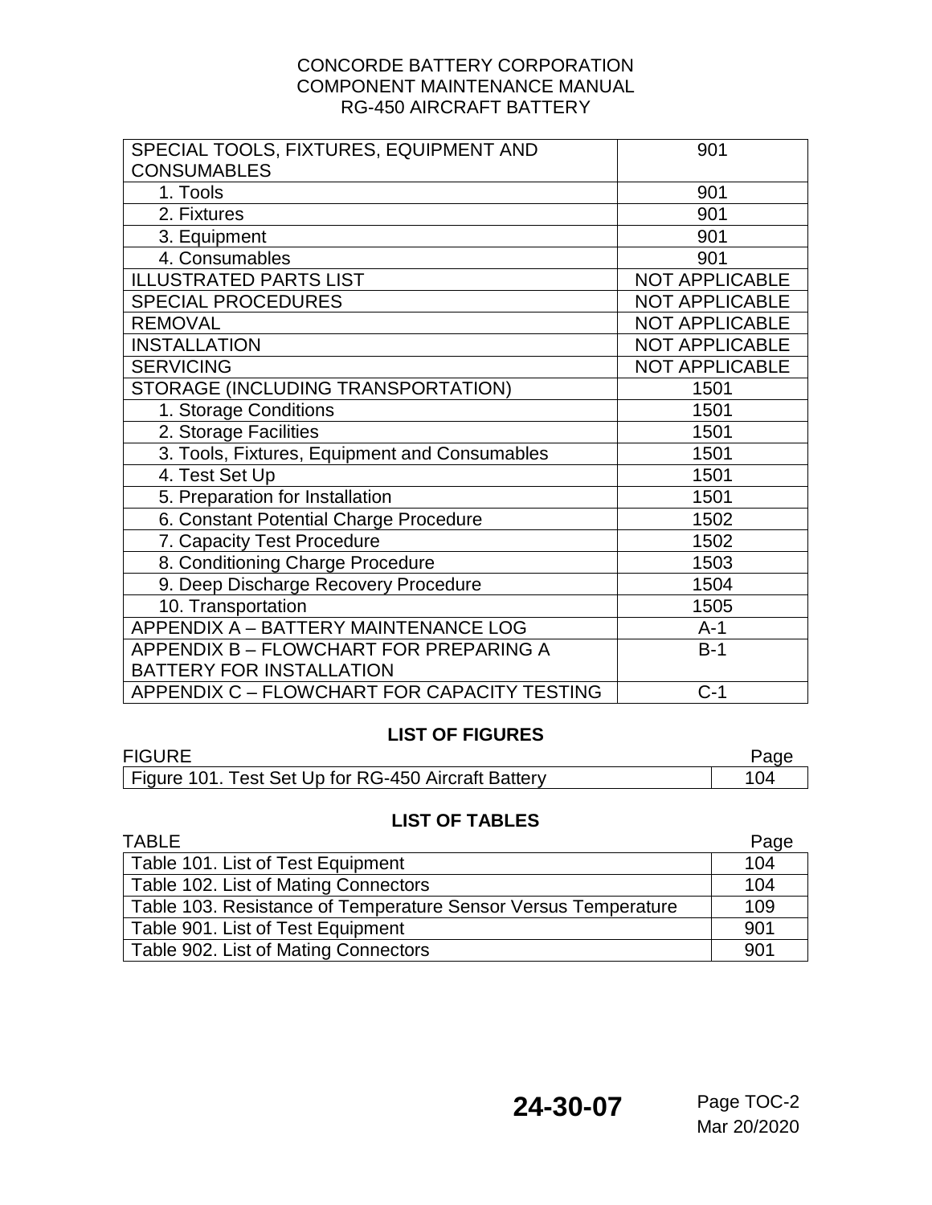| SPECIAL TOOLS, FIXTURES, EQUIPMENT AND CONSUMABLES | 901 |
|---|---|
| 1. Tools | 901 |
| 2. Fixtures | 901 |
| 3. Equipment | 901 |
| 4. Consumables | 901 |
| ILLUSTRATED PARTS LIST | NOT APPLICABLE |
| SPECIAL PROCEDURES | NOT APPLICABLE |
| REMOVAL | NOT APPLICABLE |
| INSTALLATION | NOT APPLICABLE |
| SERVICING | NOT APPLICABLE |
| STORAGE (INCLUDING TRANSPORTATION) | 1501 |
| 1. Storage Conditions | 1501 |
| 2. Storage Facilities | 1501 |
| 3. Tools, Fixtures, Equipment and Consumables | 1501 |
| 4. Test Set Up | 1501 |
| 5. Preparation for Installation | 1501 |
| 6. Constant Potential Charge Procedure | 1502 |
| 7. Capacity Test Procedure | 1502 |
| 8. Conditioning Charge Procedure | 1503 |
| 9. Deep Discharge Recovery Procedure | 1504 |
| 10. Transportation | 1505 |
| APPENDIX A – BATTERY MAINTENANCE LOG | A-1 |
| APPENDIX B – FLOWCHART FOR PREPARING A BATTERY FOR INSTALLATION | B-1 |
| APPENDIX C – FLOWCHART FOR CAPACITY TESTING | C-1 |

## LIST OF FIGURES

| FIGURE | Page |
|---|---|
| Figure 101. Test Set Up for RG-450 Aircraft Battery | 104 |

## LIST OF TABLES

| TABLE | Page |
|---|---|
| Table 101. List of Test Equipment | 104 |
| Table 102. List of Mating Connectors | 104 |
| Table 103. Resistance of Temperature Sensor Versus Temperature | 109 |
| Table 901. List of Test Equipment | 901 |
| Table 902. List of Mating Connectors | 901 |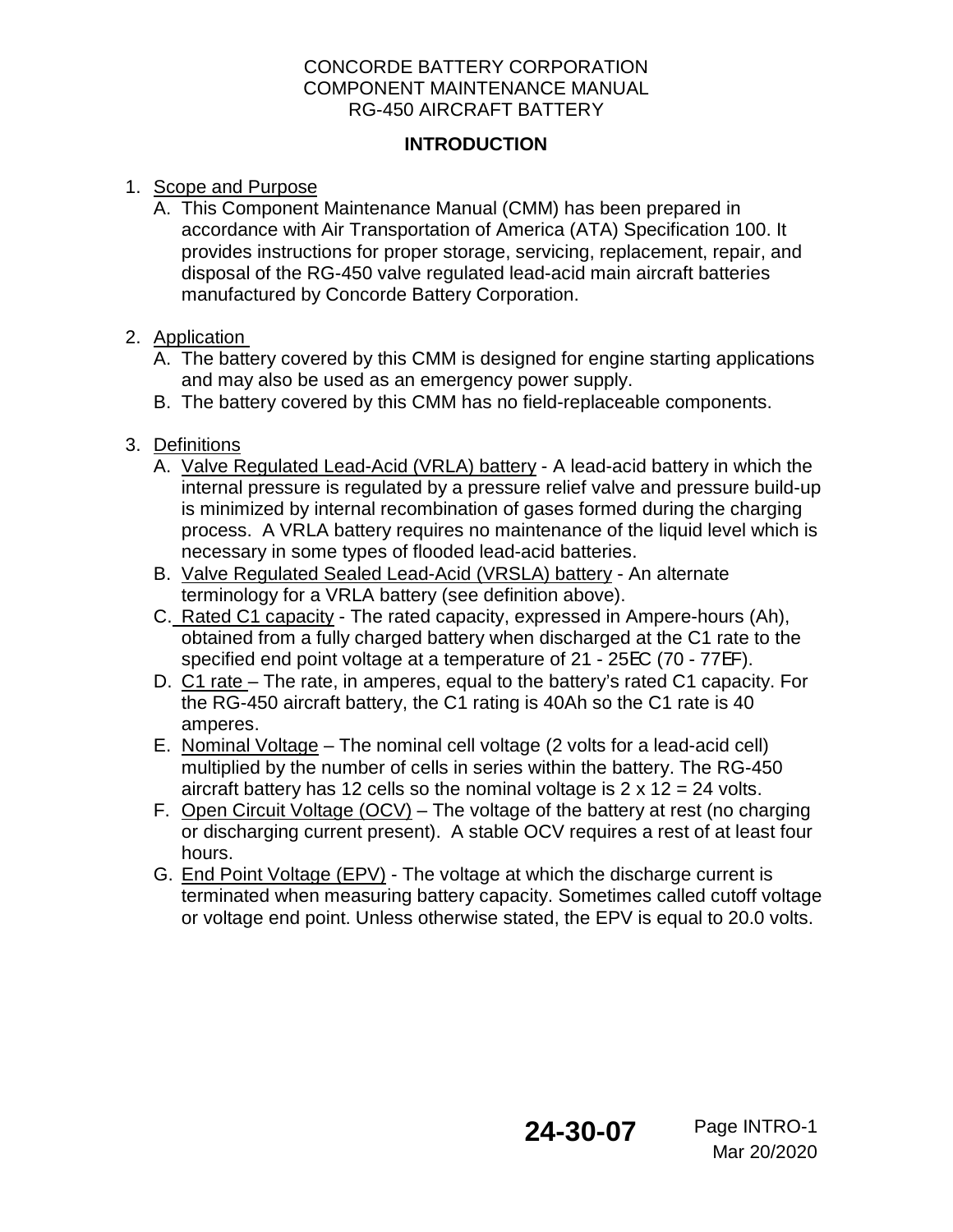CONCORDE BATTERY CORPORATION
COMPONENT MAINTENANCE MANUAL
RG-450 AIRCRAFT BATTERY

## INTRODUCTION

1. Scope and Purpose
   A. This Component Maintenance Manual (CMM) has been prepared in accordance with Air Transportation of America (ATA) Specification 100. It provides instructions for proper storage, servicing, replacement, repair, and disposal of the RG-450 valve regulated lead-acid main aircraft batteries manufactured by Concorde Battery Corporation.

2. Application
   A. The battery covered by this CMM is designed for engine starting applications and may also be used as an emergency power supply.
   B. The battery covered by this CMM has no field-replaceable components.

3. Definitions
   A. Valve Regulated Lead-Acid (VRLA) battery - A lead-acid battery in which the internal pressure is regulated by a pressure relief valve and pressure build-up is minimized by internal recombination of gases formed during the charging process. A VRLA battery requires no maintenance of the liquid level which is necessary in some types of flooded lead-acid batteries.
   B. Valve Regulated Sealed Lead-Acid (VRSLA) battery - An alternate terminology for a VRLA battery (see definition above).
   C. Rated C1 capacity - The rated capacity, expressed in Ampere-hours (Ah), obtained from a fully charged battery when discharged at the C1 rate to the specified end point voltage at a temperature of 21 - 25°C (70 - 77°F).
   D. C1 rate – The rate, in amperes, equal to the battery's rated C1 capacity. For the RG-450 aircraft battery, the C1 rating is 40Ah so the C1 rate is 40 amperes.
   E. Nominal Voltage – The nominal cell voltage (2 volts for a lead-acid cell) multiplied by the number of cells in series within the battery. The RG-450 aircraft battery has 12 cells so the nominal voltage is 2 x 12 = 24 volts.
   F. Open Circuit Voltage (OCV) – The voltage of the battery at rest (no charging or discharging current present). A stable OCV requires a rest of at least four hours.
   G. End Point Voltage (EPV) - The voltage at which the discharge current is terminated when measuring battery capacity. Sometimes called cutoff voltage or voltage end point. Unless otherwise stated, the EPV is equal to 20.0 volts.

24-30-07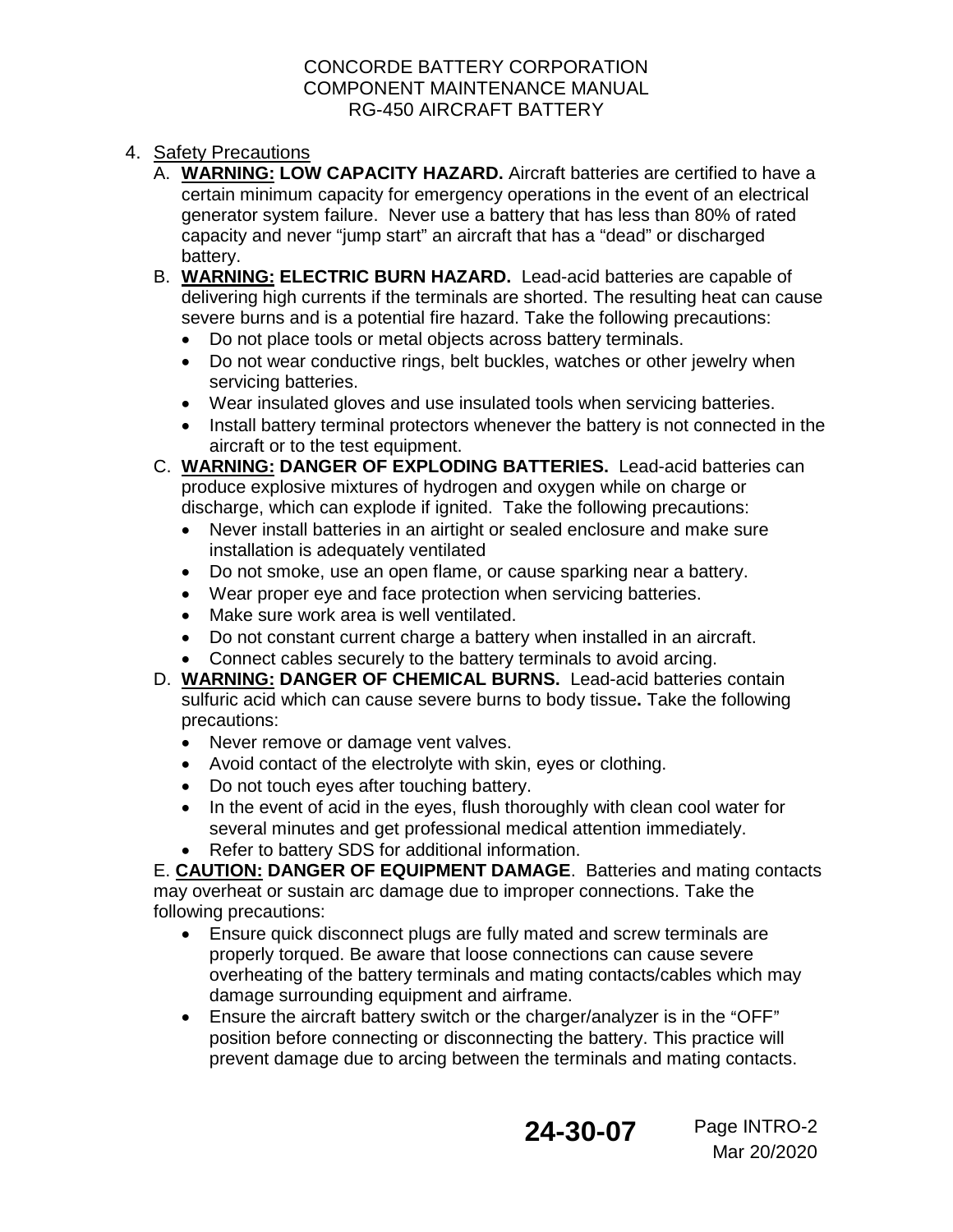## 4. Safety Precautions

A. **WARNING: LOW CAPACITY HAZARD.** Aircraft batteries are certified to have a certain minimum capacity for emergency operations in the event of an electrical generator system failure. Never use a battery that has less than 80% of rated capacity and never "jump start" an aircraft that has a "dead" or discharged battery.

B. **WARNING: ELECTRIC BURN HAZARD.** Lead-acid batteries are capable of delivering high currents if the terminals are shorted. The resulting heat can cause severe burns and is a potential fire hazard. Take the following precautions:

- Do not place tools or metal objects across battery terminals.
- Do not wear conductive rings, belt buckles, watches or other jewelry when servicing batteries.
- Wear insulated gloves and use insulated tools when servicing batteries.
- Install battery terminal protectors whenever the battery is not connected in the aircraft or to the test equipment.

C. **WARNING: DANGER OF EXPLODING BATTERIES.** Lead-acid batteries can produce explosive mixtures of hydrogen and oxygen while on charge or discharge, which can explode if ignited. Take the following precautions:

- Never install batteries in an airtight or sealed enclosure and make sure installation is adequately ventilated
- Do not smoke, use an open flame, or cause sparking near a battery.
- Wear proper eye and face protection when servicing batteries.
- Make sure work area is well ventilated.
- Do not constant current charge a battery when installed in an aircraft.
- Connect cables securely to the battery terminals to avoid arcing.

D. **WARNING: DANGER OF CHEMICAL BURNS.** Lead-acid batteries contain sulfuric acid which can cause severe burns to body tissue**.** Take the following precautions:

- Never remove or damage vent valves.
- Avoid contact of the electrolyte with skin, eyes or clothing.
- Do not touch eyes after touching battery.
- In the event of acid in the eyes, flush thoroughly with clean cool water for several minutes and get professional medical attention immediately.
- Refer to battery SDS for additional information.

E. **CAUTION: DANGER OF EQUIPMENT DAMAGE**. Batteries and mating contacts may overheat or sustain arc damage due to improper connections. Take the following precautions:

- Ensure quick disconnect plugs are fully mated and screw terminals are properly torqued. Be aware that loose connections can cause severe overheating of the battery terminals and mating contacts/cables which may damage surrounding equipment and airframe.
- Ensure the aircraft battery switch or the charger/analyzer is in the "OFF" position before connecting or disconnecting the battery. This practice will prevent damage due to arcing between the terminals and mating contacts.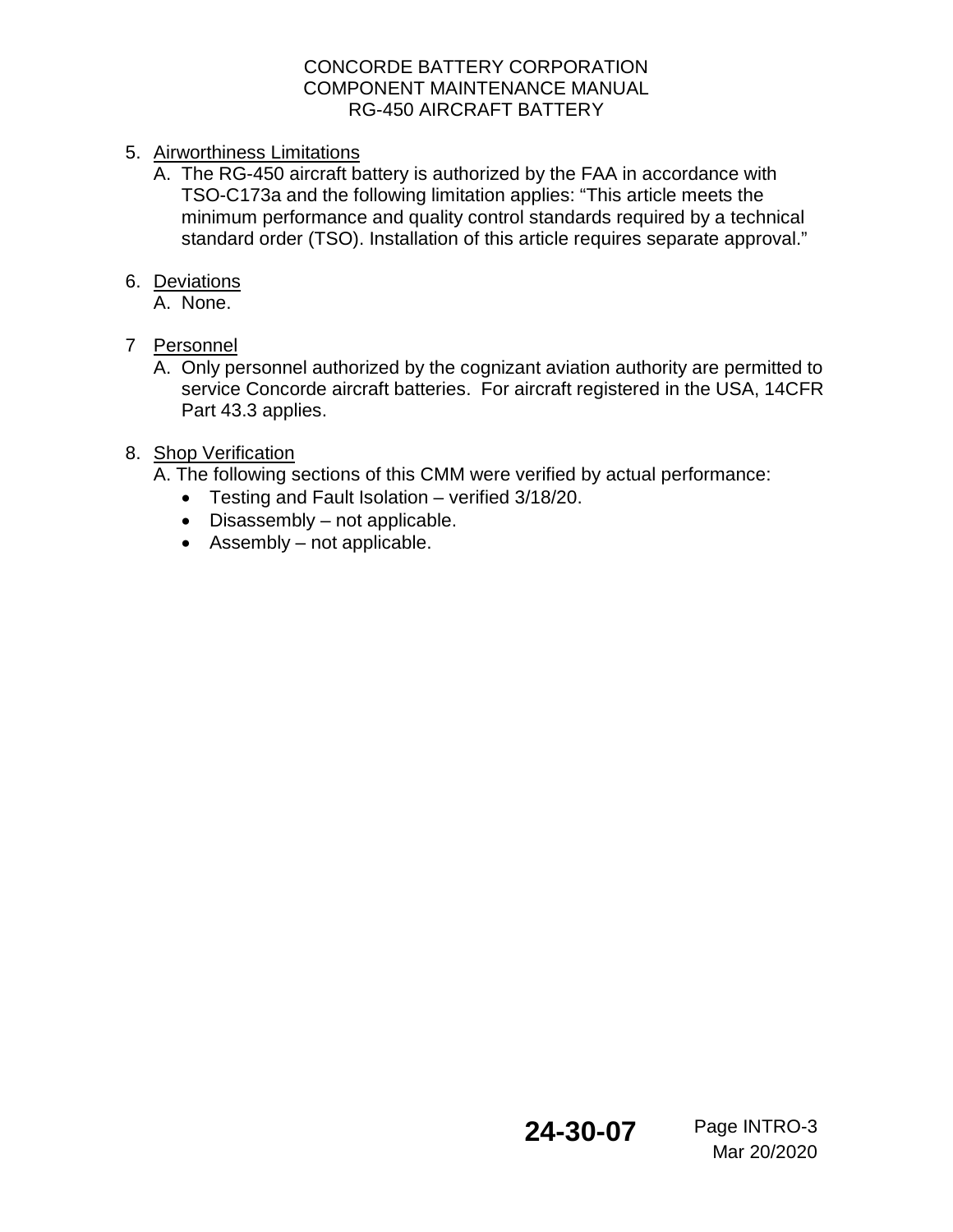5. Airworthiness Limitations
   A. The RG-450 aircraft battery is authorized by the FAA in accordance with TSO-C173a and the following limitation applies: "This article meets the minimum performance and quality control standards required by a technical standard order (TSO). Installation of this article requires separate approval."

6. Deviations
   A. None.

7 Personnel
   A. Only personnel authorized by the cognizant aviation authority are permitted to service Concorde aircraft batteries. For aircraft registered in the USA, 14CFR Part 43.3 applies.

8. Shop Verification
   A. The following sections of this CMM were verified by actual performance:
   - Testing and Fault Isolation – verified 3/18/20.
   - Disassembly – not applicable.
   - Assembly – not applicable.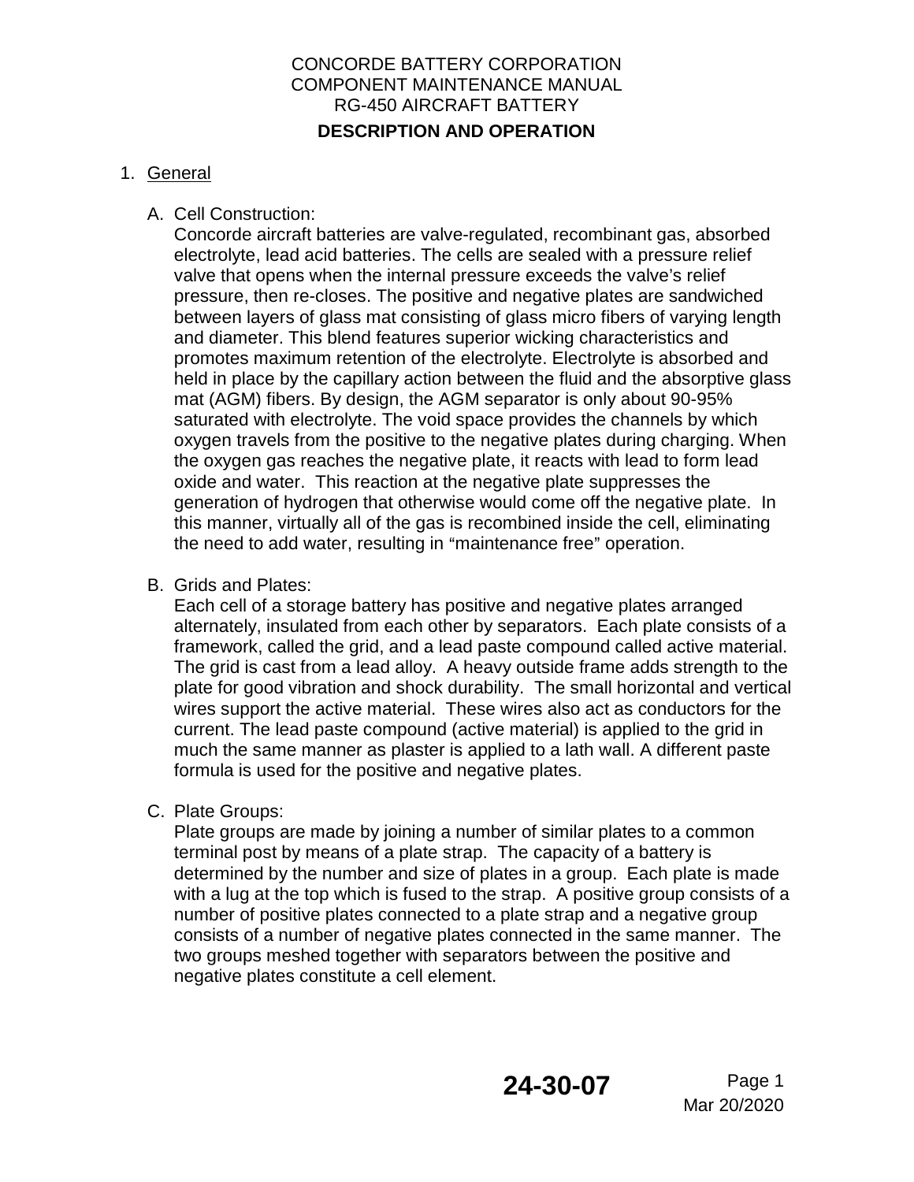## DESCRIPTION AND OPERATION

1. General

   A. Cell Construction:
   Concorde aircraft batteries are valve-regulated, recombinant gas, absorbed electrolyte, lead acid batteries. The cells are sealed with a pressure relief valve that opens when the internal pressure exceeds the valve's relief pressure, then re-closes. The positive and negative plates are sandwiched between layers of glass mat consisting of glass micro fibers of varying length and diameter. This blend features superior wicking characteristics and promotes maximum retention of the electrolyte. Electrolyte is absorbed and held in place by the capillary action between the fluid and the absorptive glass mat (AGM) fibers. By design, the AGM separator is only about 90-95% saturated with electrolyte. The void space provides the channels by which oxygen travels from the positive to the negative plates during charging. When the oxygen gas reaches the negative plate, it reacts with lead to form lead oxide and water. This reaction at the negative plate suppresses the generation of hydrogen that otherwise would come off the negative plate. In this manner, virtually all of the gas is recombined inside the cell, eliminating the need to add water, resulting in "maintenance free" operation.

   B. Grids and Plates:
   Each cell of a storage battery has positive and negative plates arranged alternately, insulated from each other by separators. Each plate consists of a framework, called the grid, and a lead paste compound called active material. The grid is cast from a lead alloy. A heavy outside frame adds strength to the plate for good vibration and shock durability. The small horizontal and vertical wires support the active material. These wires also act as conductors for the current. The lead paste compound (active material) is applied to the grid in much the same manner as plaster is applied to a lath wall. A different paste formula is used for the positive and negative plates.

   C. Plate Groups:
   Plate groups are made by joining a number of similar plates to a common terminal post by means of a plate strap. The capacity of a battery is determined by the number and size of plates in a group. Each plate is made with a lug at the top which is fused to the strap. A positive group consists of a number of positive plates connected to a plate strap and a negative group consists of a number of negative plates connected in the same manner. The two groups meshed together with separators between the positive and negative plates constitute a cell element.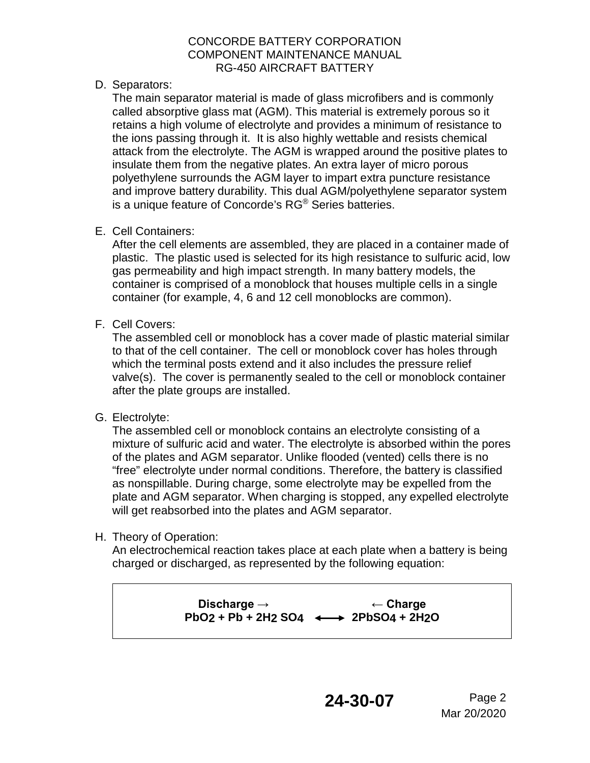D. Separators:

The main separator material is made of glass microfibers and is commonly called absorptive glass mat (AGM). This material is extremely porous so it retains a high volume of electrolyte and provides a minimum of resistance to the ions passing through it. It is also highly wettable and resists chemical attack from the electrolyte. The AGM is wrapped around the positive plates to insulate them from the negative plates. An extra layer of micro porous polyethylene surrounds the AGM layer to impart extra puncture resistance and improve battery durability. This dual AGM/polyethylene separator system is a unique feature of Concorde's RG® Series batteries.

E. Cell Containers:

After the cell elements are assembled, they are placed in a container made of plastic. The plastic used is selected for its high resistance to sulfuric acid, low gas permeability and high impact strength. In many battery models, the container is comprised of a monoblock that houses multiple cells in a single container (for example, 4, 6 and 12 cell monoblocks are common).

F. Cell Covers:

The assembled cell or monoblock has a cover made of plastic material similar to that of the cell container. The cell or monoblock cover has holes through which the terminal posts extend and it also includes the pressure relief valve(s). The cover is permanently sealed to the cell or monoblock container after the plate groups are installed.

G. Electrolyte:

The assembled cell or monoblock contains an electrolyte consisting of a mixture of sulfuric acid and water. The electrolyte is absorbed within the pores of the plates and AGM separator. Unlike flooded (vented) cells there is no "free" electrolyte under normal conditions. Therefore, the battery is classified as nonspillable. During charge, some electrolyte may be expelled from the plate and AGM separator. When charging is stopped, any expelled electrolyte will get reabsorbed into the plates and AGM separator.

H. Theory of Operation:

An electrochemical reaction takes place at each plate when a battery is being charged or discharged, as represented by the following equation:

**Discharge →** **← Charge**

$$PbO_2 + Pb + 2H_2SO_4 \longleftrightarrow 2PbSO_4 + 2H_2O$$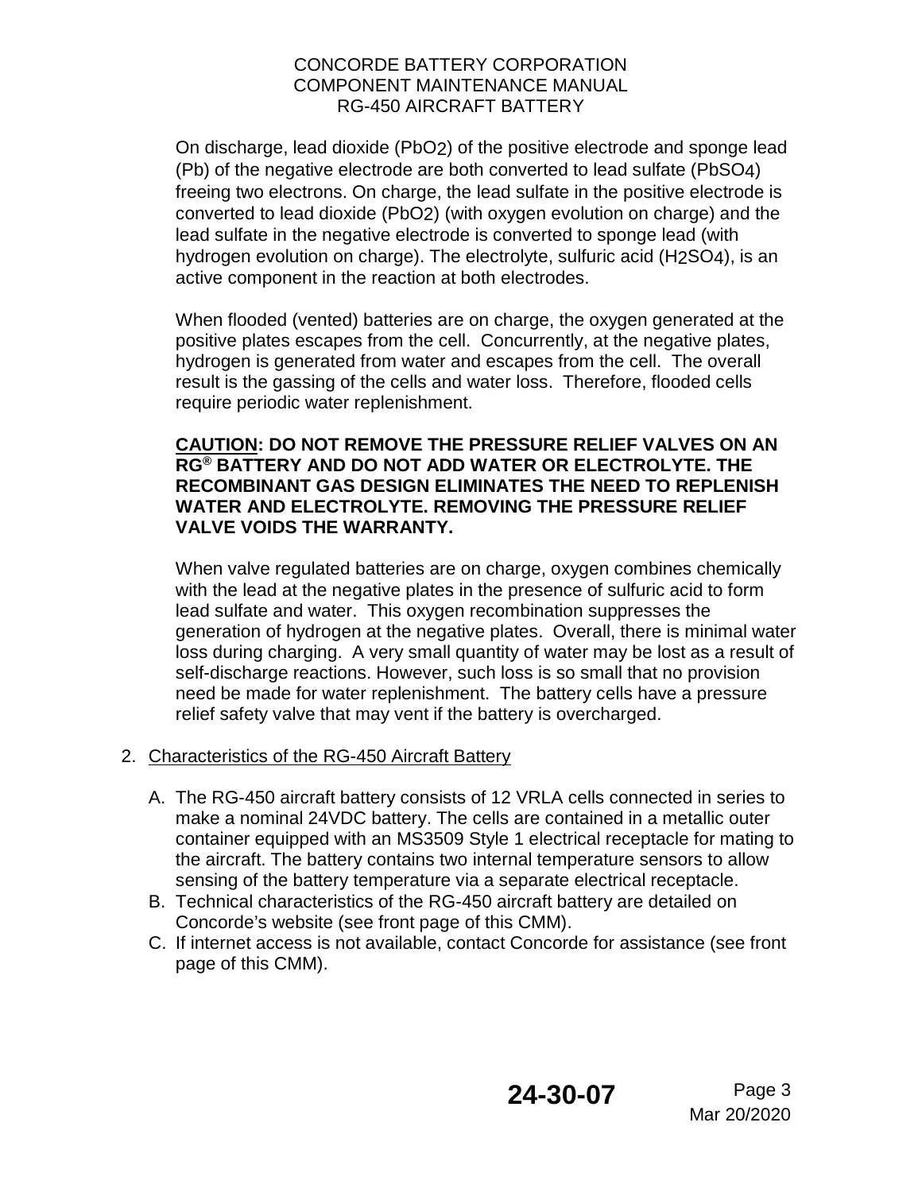On discharge, lead dioxide ($PbO_2$) of the positive electrode and sponge lead (Pb) of the negative electrode are both converted to lead sulfate ($PbSO_4$) freeing two electrons. On charge, the lead sulfate in the positive electrode is converted to lead dioxide ($PbO_2$) (with oxygen evolution on charge) and the lead sulfate in the negative electrode is converted to sponge lead (with hydrogen evolution on charge). The electrolyte, sulfuric acid ($H_2SO_4$), is an active component in the reaction at both electrodes.

When flooded (vented) batteries are on charge, the oxygen generated at the positive plates escapes from the cell. Concurrently, at the negative plates, hydrogen is generated from water and escapes from the cell. The overall result is the gassing of the cells and water loss. Therefore, flooded cells require periodic water replenishment.

**CAUTION: DO NOT REMOVE THE PRESSURE RELIEF VALVES ON AN RG® BATTERY AND DO NOT ADD WATER OR ELECTROLYTE. THE RECOMBINANT GAS DESIGN ELIMINATES THE NEED TO REPLENISH WATER AND ELECTROLYTE. REMOVING THE PRESSURE RELIEF VALVE VOIDS THE WARRANTY.**

When valve regulated batteries are on charge, oxygen combines chemically with the lead at the negative plates in the presence of sulfuric acid to form lead sulfate and water. This oxygen recombination suppresses the generation of hydrogen at the negative plates. Overall, there is minimal water loss during charging. A very small quantity of water may be lost as a result of self-discharge reactions. However, such loss is so small that no provision need be made for water replenishment. The battery cells have a pressure relief safety valve that may vent if the battery is overcharged.

2. Characteristics of the RG-450 Aircraft Battery

   A. The RG-450 aircraft battery consists of 12 VRLA cells connected in series to make a nominal 24VDC battery. The cells are contained in a metallic outer container equipped with an MS3509 Style 1 electrical receptacle for mating to the aircraft. The battery contains two internal temperature sensors to allow sensing of the battery temperature via a separate electrical receptacle.
   B. Technical characteristics of the RG-450 aircraft battery are detailed on Concorde's website (see front page of this CMM).
   C. If internet access is not available, contact Concorde for assistance (see front page of this CMM).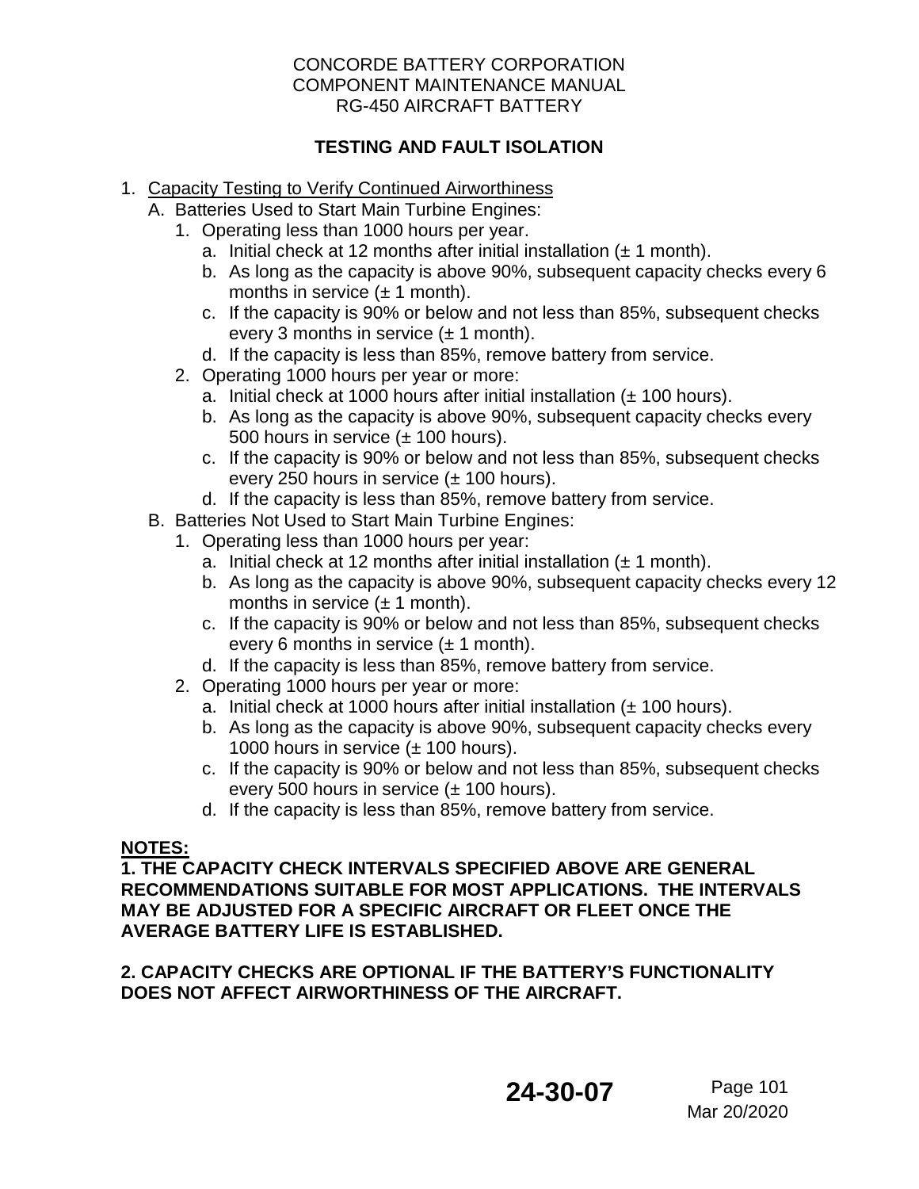## TESTING AND FAULT ISOLATION

1. Capacity Testing to Verify Continued Airworthiness
   - A. Batteries Used to Start Main Turbine Engines:
     1. Operating less than 1000 hours per year.
        - a. Initial check at 12 months after initial installation (± 1 month).
        - b. As long as the capacity is above 90%, subsequent capacity checks every 6 months in service (± 1 month).
        - c. If the capacity is 90% or below and not less than 85%, subsequent checks every 3 months in service (± 1 month).
        - d. If the capacity is less than 85%, remove battery from service.
     2. Operating 1000 hours per year or more:
        - a. Initial check at 1000 hours after initial installation (± 100 hours).
        - b. As long as the capacity is above 90%, subsequent capacity checks every 500 hours in service (± 100 hours).
        - c. If the capacity is 90% or below and not less than 85%, subsequent checks every 250 hours in service (± 100 hours).
        - d. If the capacity is less than 85%, remove battery from service.
   - B. Batteries Not Used to Start Main Turbine Engines:
     1. Operating less than 1000 hours per year:
        - a. Initial check at 12 months after initial installation (± 1 month).
        - b. As long as the capacity is above 90%, subsequent capacity checks every 12 months in service (± 1 month).
        - c. If the capacity is 90% or below and not less than 85%, subsequent checks every 6 months in service (± 1 month).
        - d. If the capacity is less than 85%, remove battery from service.
     2. Operating 1000 hours per year or more:
        - a. Initial check at 1000 hours after initial installation (± 100 hours).
        - b. As long as the capacity is above 90%, subsequent capacity checks every 1000 hours in service (± 100 hours).
        - c. If the capacity is 90% or below and not less than 85%, subsequent checks every 500 hours in service (± 100 hours).
        - d. If the capacity is less than 85%, remove battery from service.

**NOTES:**

**1. THE CAPACITY CHECK INTERVALS SPECIFIED ABOVE ARE GENERAL RECOMMENDATIONS SUITABLE FOR MOST APPLICATIONS. THE INTERVALS MAY BE ADJUSTED FOR A SPECIFIC AIRCRAFT OR FLEET ONCE THE AVERAGE BATTERY LIFE IS ESTABLISHED.**

**2. CAPACITY CHECKS ARE OPTIONAL IF THE BATTERY'S FUNCTIONALITY DOES NOT AFFECT AIRWORTHINESS OF THE AIRCRAFT.**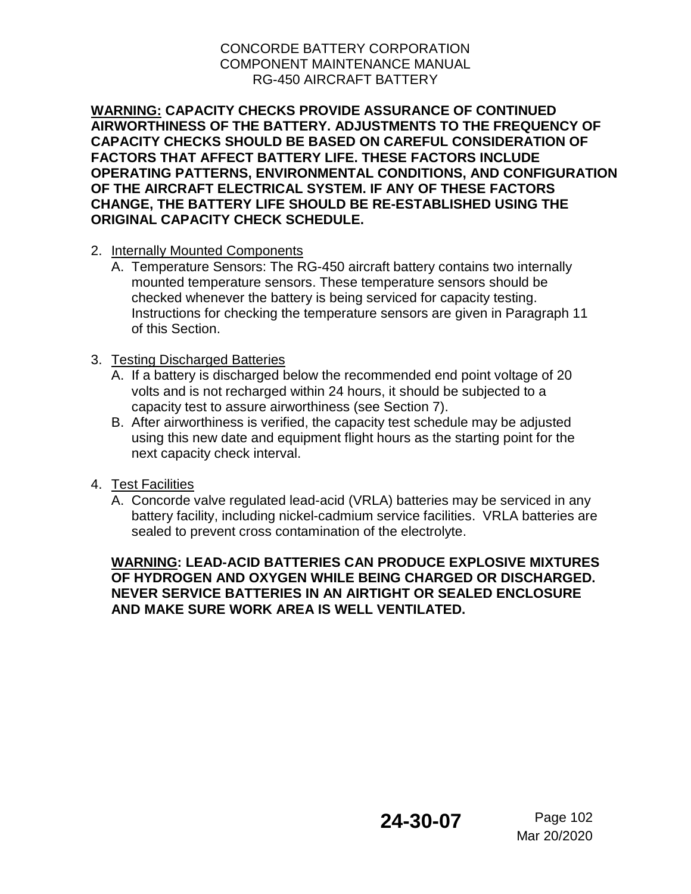**WARNING: CAPACITY CHECKS PROVIDE ASSURANCE OF CONTINUED AIRWORTHINESS OF THE BATTERY. ADJUSTMENTS TO THE FREQUENCY OF CAPACITY CHECKS SHOULD BE BASED ON CAREFUL CONSIDERATION OF FACTORS THAT AFFECT BATTERY LIFE. THESE FACTORS INCLUDE OPERATING PATTERNS, ENVIRONMENTAL CONDITIONS, AND CONFIGURATION OF THE AIRCRAFT ELECTRICAL SYSTEM. IF ANY OF THESE FACTORS CHANGE, THE BATTERY LIFE SHOULD BE RE-ESTABLISHED USING THE ORIGINAL CAPACITY CHECK SCHEDULE.**

2. Internally Mounted Components
   A. Temperature Sensors: The RG-450 aircraft battery contains two internally mounted temperature sensors. These temperature sensors should be checked whenever the battery is being serviced for capacity testing. Instructions for checking the temperature sensors are given in Paragraph 11 of this Section.

3. Testing Discharged Batteries
   A. If a battery is discharged below the recommended end point voltage of 20 volts and is not recharged within 24 hours, it should be subjected to a capacity test to assure airworthiness (see Section 7).
   B. After airworthiness is verified, the capacity test schedule may be adjusted using this new date and equipment flight hours as the starting point for the next capacity check interval.

4. Test Facilities
   A. Concorde valve regulated lead-acid (VRLA) batteries may be serviced in any battery facility, including nickel-cadmium service facilities. VRLA batteries are sealed to prevent cross contamination of the electrolyte.

   **WARNING: LEAD-ACID BATTERIES CAN PRODUCE EXPLOSIVE MIXTURES OF HYDROGEN AND OXYGEN WHILE BEING CHARGED OR DISCHARGED. NEVER SERVICE BATTERIES IN AN AIRTIGHT OR SEALED ENCLOSURE AND MAKE SURE WORK AREA IS WELL VENTILATED.**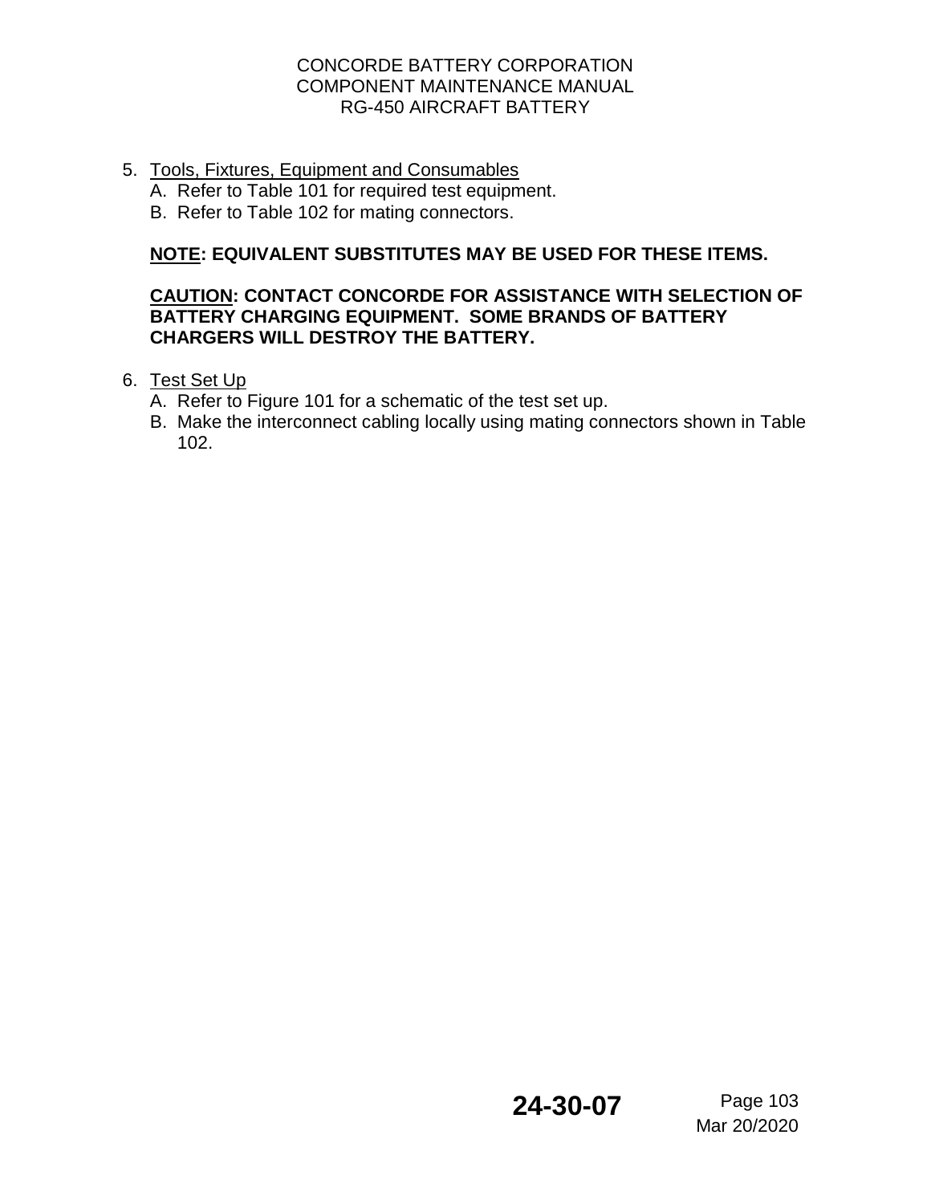5. Tools, Fixtures, Equipment and Consumables
   A. Refer to Table 101 for required test equipment.
   B. Refer to Table 102 for mating connectors.

   **NOTE: EQUIVALENT SUBSTITUTES MAY BE USED FOR THESE ITEMS.**

   **CAUTION: CONTACT CONCORDE FOR ASSISTANCE WITH SELECTION OF BATTERY CHARGING EQUIPMENT. SOME BRANDS OF BATTERY CHARGERS WILL DESTROY THE BATTERY.**

6. Test Set Up
   A. Refer to Figure 101 for a schematic of the test set up.
   B. Make the interconnect cabling locally using mating connectors shown in Table 102.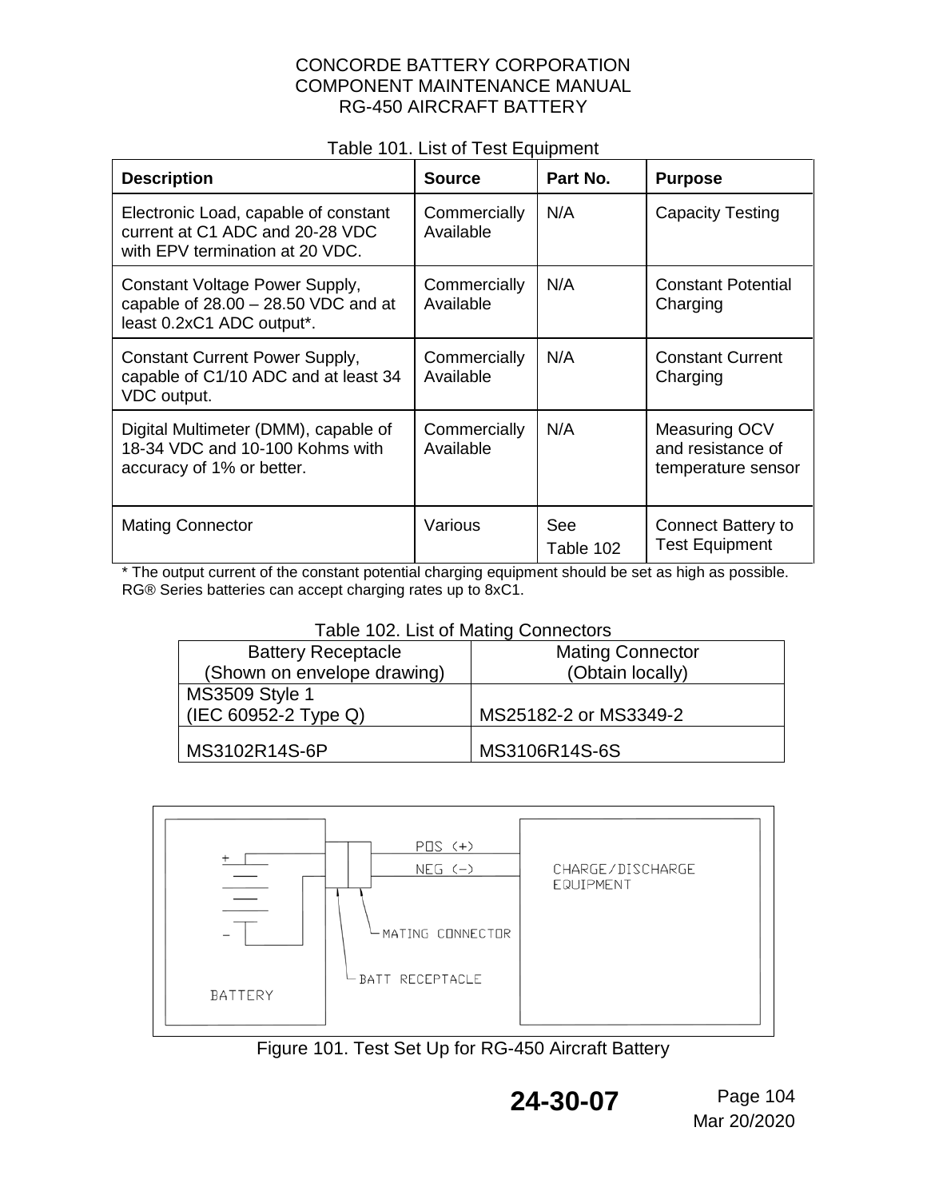Table 101. List of Test Equipment

| Description | Source | Part No. | Purpose |
| --- | --- | --- | --- |
| Electronic Load, capable of constant current at C1 ADC and 20-28 VDC with EPV termination at 20 VDC. | Commercially Available | N/A | Capacity Testing |
| Constant Voltage Power Supply, capable of 28.00 – 28.50 VDC and at least 0.2xC1 ADC output*. | Commercially Available | N/A | Constant Potential Charging |
| Constant Current Power Supply, capable of C1/10 ADC and at least 34 VDC output. | Commercially Available | N/A | Constant Current Charging |
| Digital Multimeter (DMM), capable of 18-34 VDC and 10-100 Kohms with accuracy of 1% or better. | Commercially Available | N/A | Measuring OCV and resistance of temperature sensor |
| Mating Connector | Various | See Table 102 | Connect Battery to Test Equipment |

\* The output current of the constant potential charging equipment should be set as high as possible. RG® Series batteries can accept charging rates up to 8xC1.

Table 102. List of Mating Connectors

| Battery Receptacle (Shown on envelope drawing) | Mating Connector (Obtain locally) |
| --- | --- |
| MS3509 Style 1 (IEC 60952-2 Type Q) | MS25182-2 or MS3349-2 |
| MS3102R14S-6P | MS3106R14S-6S |

BATTERY — BATT RECEPTACLE — MATING CONNECTOR — POS (+) / NEG (−) — CHARGE/DISCHARGE EQUIPMENT

Figure 101. Test Set Up for RG-450 Aircraft Battery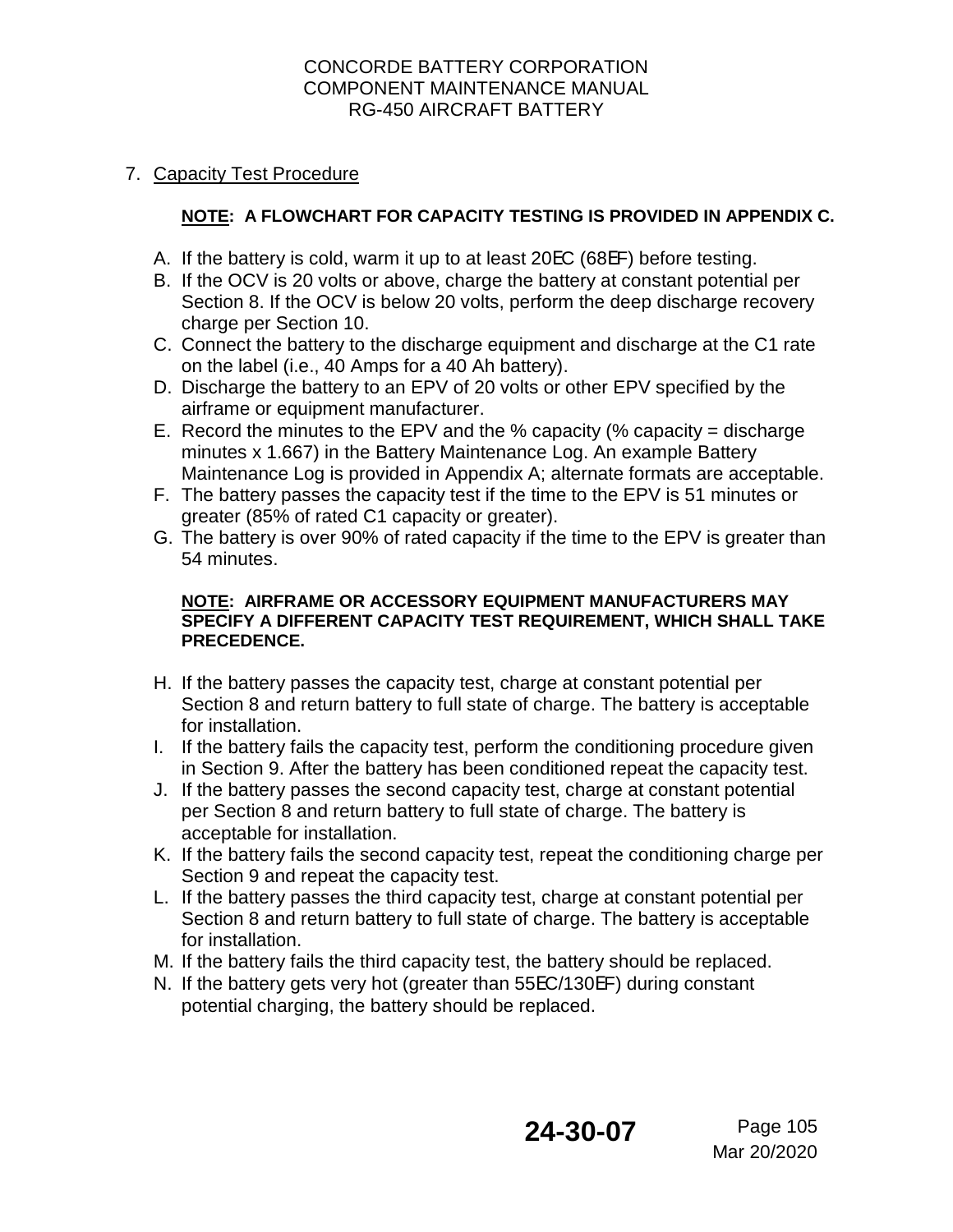## 7. Capacity Test Procedure

**NOTE: A FLOWCHART FOR CAPACITY TESTING IS PROVIDED IN APPENDIX C.**

A. If the battery is cold, warm it up to at least 20°C (68°F) before testing.
B. If the OCV is 20 volts or above, charge the battery at constant potential per Section 8. If the OCV is below 20 volts, perform the deep discharge recovery charge per Section 10.
C. Connect the battery to the discharge equipment and discharge at the C1 rate on the label (i.e., 40 Amps for a 40 Ah battery).
D. Discharge the battery to an EPV of 20 volts or other EPV specified by the airframe or equipment manufacturer.
E. Record the minutes to the EPV and the % capacity (% capacity = discharge minutes x 1.667) in the Battery Maintenance Log. An example Battery Maintenance Log is provided in Appendix A; alternate formats are acceptable.
F. The battery passes the capacity test if the time to the EPV is 51 minutes or greater (85% of rated C1 capacity or greater).
G. The battery is over 90% of rated capacity if the time to the EPV is greater than 54 minutes.

**NOTE: AIRFRAME OR ACCESSORY EQUIPMENT MANUFACTURERS MAY SPECIFY A DIFFERENT CAPACITY TEST REQUIREMENT, WHICH SHALL TAKE PRECEDENCE.**

H. If the battery passes the capacity test, charge at constant potential per Section 8 and return battery to full state of charge. The battery is acceptable for installation.
I. If the battery fails the capacity test, perform the conditioning procedure given in Section 9. After the battery has been conditioned repeat the capacity test.
J. If the battery passes the second capacity test, charge at constant potential per Section 8 and return battery to full state of charge. The battery is acceptable for installation.
K. If the battery fails the second capacity test, repeat the conditioning charge per Section 9 and repeat the capacity test.
L. If the battery passes the third capacity test, charge at constant potential per Section 8 and return battery to full state of charge. The battery is acceptable for installation.
M. If the battery fails the third capacity test, the battery should be replaced.
N. If the battery gets very hot (greater than 55°C/130°F) during constant potential charging, the battery should be replaced.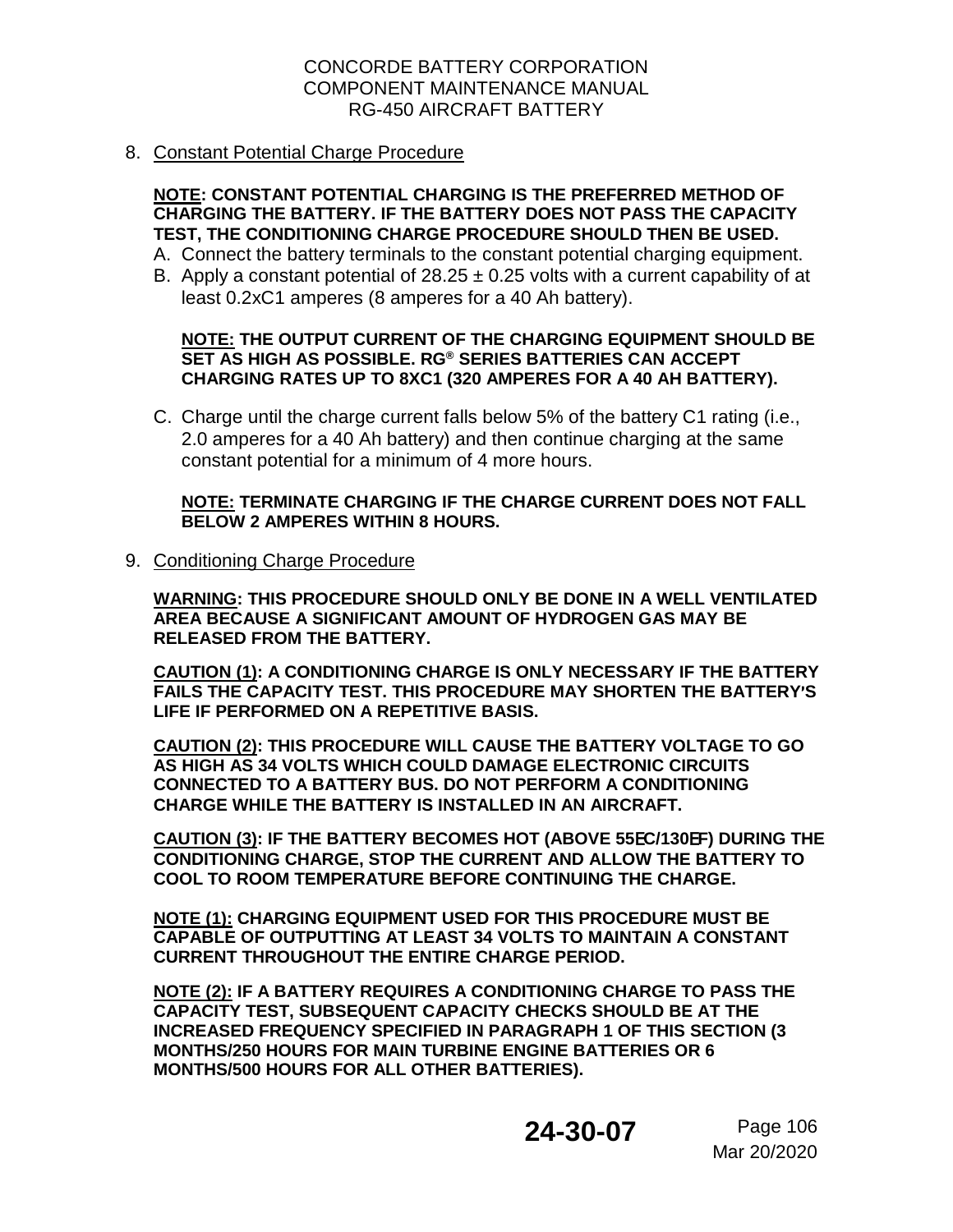8. Constant Potential Charge Procedure

**NOTE: CONSTANT POTENTIAL CHARGING IS THE PREFERRED METHOD OF CHARGING THE BATTERY. IF THE BATTERY DOES NOT PASS THE CAPACITY TEST, THE CONDITIONING CHARGE PROCEDURE SHOULD THEN BE USED.**

A. Connect the battery terminals to the constant potential charging equipment.

B. Apply a constant potential of 28.25 ± 0.25 volts with a current capability of at least 0.2xC1 amperes (8 amperes for a 40 Ah battery).

**NOTE: THE OUTPUT CURRENT OF THE CHARGING EQUIPMENT SHOULD BE SET AS HIGH AS POSSIBLE. RG® SERIES BATTERIES CAN ACCEPT CHARGING RATES UP TO 8XC1 (320 AMPERES FOR A 40 AH BATTERY).**

C. Charge until the charge current falls below 5% of the battery C1 rating (i.e., 2.0 amperes for a 40 Ah battery) and then continue charging at the same constant potential for a minimum of 4 more hours.

**NOTE: TERMINATE CHARGING IF THE CHARGE CURRENT DOES NOT FALL BELOW 2 AMPERES WITHIN 8 HOURS.**

9. Conditioning Charge Procedure

**WARNING: THIS PROCEDURE SHOULD ONLY BE DONE IN A WELL VENTILATED AREA BECAUSE A SIGNIFICANT AMOUNT OF HYDROGEN GAS MAY BE RELEASED FROM THE BATTERY.**

**CAUTION (1): A CONDITIONING CHARGE IS ONLY NECESSARY IF THE BATTERY FAILS THE CAPACITY TEST. THIS PROCEDURE MAY SHORTEN THE BATTERY'S LIFE IF PERFORMED ON A REPETITIVE BASIS.**

**CAUTION (2): THIS PROCEDURE WILL CAUSE THE BATTERY VOLTAGE TO GO AS HIGH AS 34 VOLTS WHICH COULD DAMAGE ELECTRONIC CIRCUITS CONNECTED TO A BATTERY BUS. DO NOT PERFORM A CONDITIONING CHARGE WHILE THE BATTERY IS INSTALLED IN AN AIRCRAFT.**

**CAUTION (3): IF THE BATTERY BECOMES HOT (ABOVE 55°C/130°F) DURING THE CONDITIONING CHARGE, STOP THE CURRENT AND ALLOW THE BATTERY TO COOL TO ROOM TEMPERATURE BEFORE CONTINUING THE CHARGE.**

**NOTE (1): CHARGING EQUIPMENT USED FOR THIS PROCEDURE MUST BE CAPABLE OF OUTPUTTING AT LEAST 34 VOLTS TO MAINTAIN A CONSTANT CURRENT THROUGHOUT THE ENTIRE CHARGE PERIOD.**

**NOTE (2): IF A BATTERY REQUIRES A CONDITIONING CHARGE TO PASS THE CAPACITY TEST, SUBSEQUENT CAPACITY CHECKS SHOULD BE AT THE INCREASED FREQUENCY SPECIFIED IN PARAGRAPH 1 OF THIS SECTION (3 MONTHS/250 HOURS FOR MAIN TURBINE ENGINE BATTERIES OR 6 MONTHS/500 HOURS FOR ALL OTHER BATTERIES).**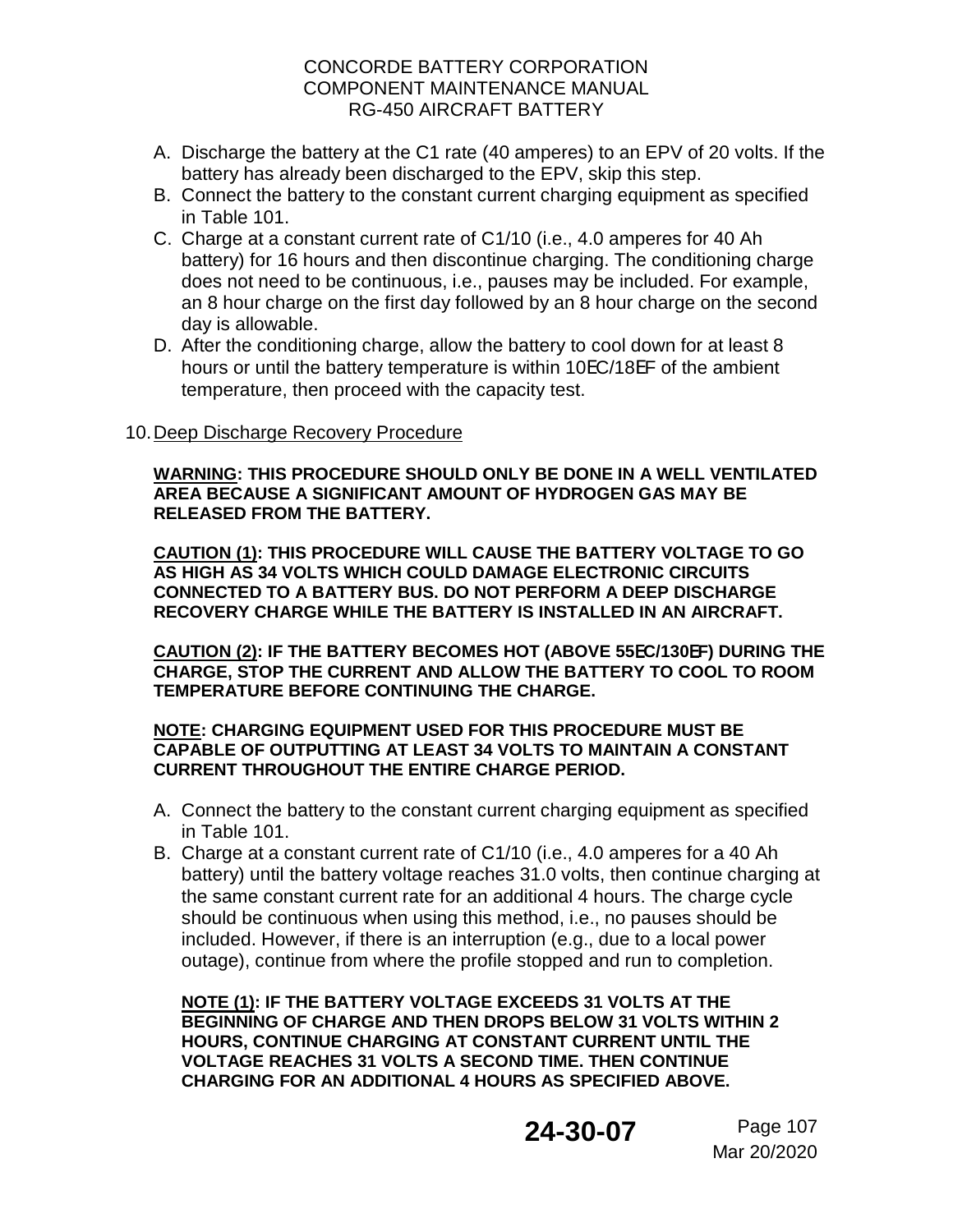A. Discharge the battery at the C1 rate (40 amperes) to an EPV of 20 volts. If the battery has already been discharged to the EPV, skip this step.
B. Connect the battery to the constant current charging equipment as specified in Table 101.
C. Charge at a constant current rate of C1/10 (i.e., 4.0 amperes for 40 Ah battery) for 16 hours and then discontinue charging. The conditioning charge does not need to be continuous, i.e., pauses may be included. For example, an 8 hour charge on the first day followed by an 8 hour charge on the second day is allowable.
D. After the conditioning charge, allow the battery to cool down for at least 8 hours or until the battery temperature is within 10°C/18°F of the ambient temperature, then proceed with the capacity test.

10. Deep Discharge Recovery Procedure

**WARNING: THIS PROCEDURE SHOULD ONLY BE DONE IN A WELL VENTILATED AREA BECAUSE A SIGNIFICANT AMOUNT OF HYDROGEN GAS MAY BE RELEASED FROM THE BATTERY.**

**CAUTION (1): THIS PROCEDURE WILL CAUSE THE BATTERY VOLTAGE TO GO AS HIGH AS 34 VOLTS WHICH COULD DAMAGE ELECTRONIC CIRCUITS CONNECTED TO A BATTERY BUS. DO NOT PERFORM A DEEP DISCHARGE RECOVERY CHARGE WHILE THE BATTERY IS INSTALLED IN AN AIRCRAFT.**

**CAUTION (2): IF THE BATTERY BECOMES HOT (ABOVE 55°C/130°F) DURING THE CHARGE, STOP THE CURRENT AND ALLOW THE BATTERY TO COOL TO ROOM TEMPERATURE BEFORE CONTINUING THE CHARGE.**

**NOTE: CHARGING EQUIPMENT USED FOR THIS PROCEDURE MUST BE CAPABLE OF OUTPUTTING AT LEAST 34 VOLTS TO MAINTAIN A CONSTANT CURRENT THROUGHOUT THE ENTIRE CHARGE PERIOD.**

A. Connect the battery to the constant current charging equipment as specified in Table 101.
B. Charge at a constant current rate of C1/10 (i.e., 4.0 amperes for a 40 Ah battery) until the battery voltage reaches 31.0 volts, then continue charging at the same constant current rate for an additional 4 hours. The charge cycle should be continuous when using this method, i.e., no pauses should be included. However, if there is an interruption (e.g., due to a local power outage), continue from where the profile stopped and run to completion.

   **NOTE (1): IF THE BATTERY VOLTAGE EXCEEDS 31 VOLTS AT THE BEGINNING OF CHARGE AND THEN DROPS BELOW 31 VOLTS WITHIN 2 HOURS, CONTINUE CHARGING AT CONSTANT CURRENT UNTIL THE VOLTAGE REACHES 31 VOLTS A SECOND TIME. THEN CONTINUE CHARGING FOR AN ADDITIONAL 4 HOURS AS SPECIFIED ABOVE.**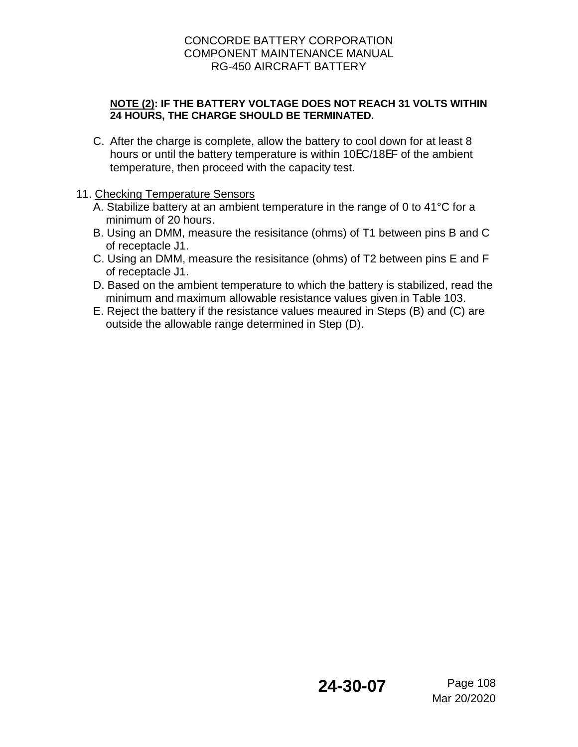**NOTE (2): IF THE BATTERY VOLTAGE DOES NOT REACH 31 VOLTS WITHIN 24 HOURS, THE CHARGE SHOULD BE TERMINATED.**

C. After the charge is complete, allow the battery to cool down for at least 8 hours or until the battery temperature is within 10EC/18EF of the ambient temperature, then proceed with the capacity test.

11. Checking Temperature Sensors
    A. Stabilize battery at an ambient temperature in the range of 0 to 41°C for a minimum of 20 hours.
    B. Using an DMM, measure the resisitance (ohms) of T1 between pins B and C of receptacle J1.
    C. Using an DMM, measure the resisitance (ohms) of T2 between pins E and F of receptacle J1.
    D. Based on the ambient temperature to which the battery is stabilized, read the minimum and maximum allowable resistance values given in Table 103.
    E. Reject the battery if the resistance values meaured in Steps (B) and (C) are outside the allowable range determined in Step (D).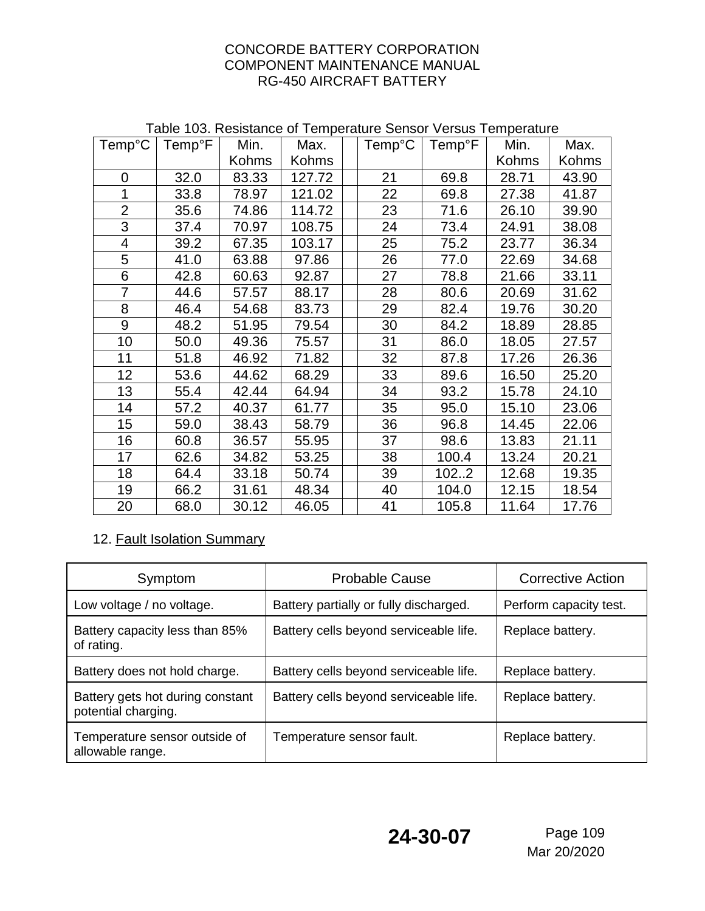Table 103. Resistance of Temperature Sensor Versus Temperature

| Temp°C | Temp°F | Min. Kohms | Max. Kohms | | Temp°C | Temp°F | Min. Kohms | Max. Kohms |
|---|---|---|---|---|---|---|---|---|
| 0 | 32.0 | 83.33 | 127.72 | | 21 | 69.8 | 28.71 | 43.90 |
| 1 | 33.8 | 78.97 | 121.02 | | 22 | 69.8 | 27.38 | 41.87 |
| 2 | 35.6 | 74.86 | 114.72 | | 23 | 71.6 | 26.10 | 39.90 |
| 3 | 37.4 | 70.97 | 108.75 | | 24 | 73.4 | 24.91 | 38.08 |
| 4 | 39.2 | 67.35 | 103.17 | | 25 | 75.2 | 23.77 | 36.34 |
| 5 | 41.0 | 63.88 | 97.86 | | 26 | 77.0 | 22.69 | 34.68 |
| 6 | 42.8 | 60.63 | 92.87 | | 27 | 78.8 | 21.66 | 33.11 |
| 7 | 44.6 | 57.57 | 88.17 | | 28 | 80.6 | 20.69 | 31.62 |
| 8 | 46.4 | 54.68 | 83.73 | | 29 | 82.4 | 19.76 | 30.20 |
| 9 | 48.2 | 51.95 | 79.54 | | 30 | 84.2 | 18.89 | 28.85 |
| 10 | 50.0 | 49.36 | 75.57 | | 31 | 86.0 | 18.05 | 27.57 |
| 11 | 51.8 | 46.92 | 71.82 | | 32 | 87.8 | 17.26 | 26.36 |
| 12 | 53.6 | 44.62 | 68.29 | | 33 | 89.6 | 16.50 | 25.20 |
| 13 | 55.4 | 42.44 | 64.94 | | 34 | 93.2 | 15.78 | 24.10 |
| 14 | 57.2 | 40.37 | 61.77 | | 35 | 95.0 | 15.10 | 23.06 |
| 15 | 59.0 | 38.43 | 58.79 | | 36 | 96.8 | 14.45 | 22.06 |
| 16 | 60.8 | 36.57 | 55.95 | | 37 | 98.6 | 13.83 | 21.11 |
| 17 | 62.6 | 34.82 | 53.25 | | 38 | 100.4 | 13.24 | 20.21 |
| 18 | 64.4 | 33.18 | 50.74 | | 39 | 102..2 | 12.68 | 19.35 |
| 19 | 66.2 | 31.61 | 48.34 | | 40 | 104.0 | 12.15 | 18.54 |
| 20 | 68.0 | 30.12 | 46.05 | | 41 | 105.8 | 11.64 | 17.76 |

12. <u>Fault Isolation Summary</u>

| Symptom | Probable Cause | Corrective Action |
|---|---|---|
| Low voltage / no voltage. | Battery partially or fully discharged. | Perform capacity test. |
| Battery capacity less than 85% of rating. | Battery cells beyond serviceable life. | Replace battery. |
| Battery does not hold charge. | Battery cells beyond serviceable life. | Replace battery. |
| Battery gets hot during constant potential charging. | Battery cells beyond serviceable life. | Replace battery. |
| Temperature sensor outside of allowable range. | Temperature sensor fault. | Replace battery. |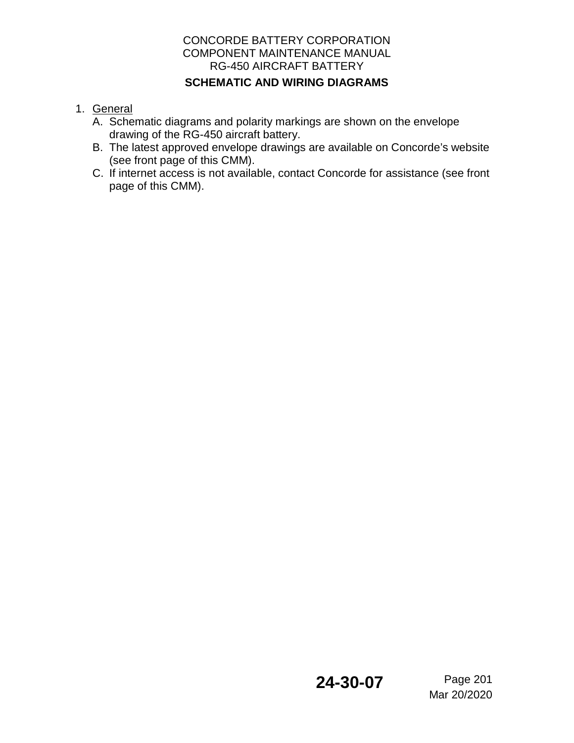## SCHEMATIC AND WIRING DIAGRAMS

1. General
   A. Schematic diagrams and polarity markings are shown on the envelope drawing of the RG-450 aircraft battery.
   B. The latest approved envelope drawings are available on Concorde's website (see front page of this CMM).
   C. If internet access is not available, contact Concorde for assistance (see front page of this CMM).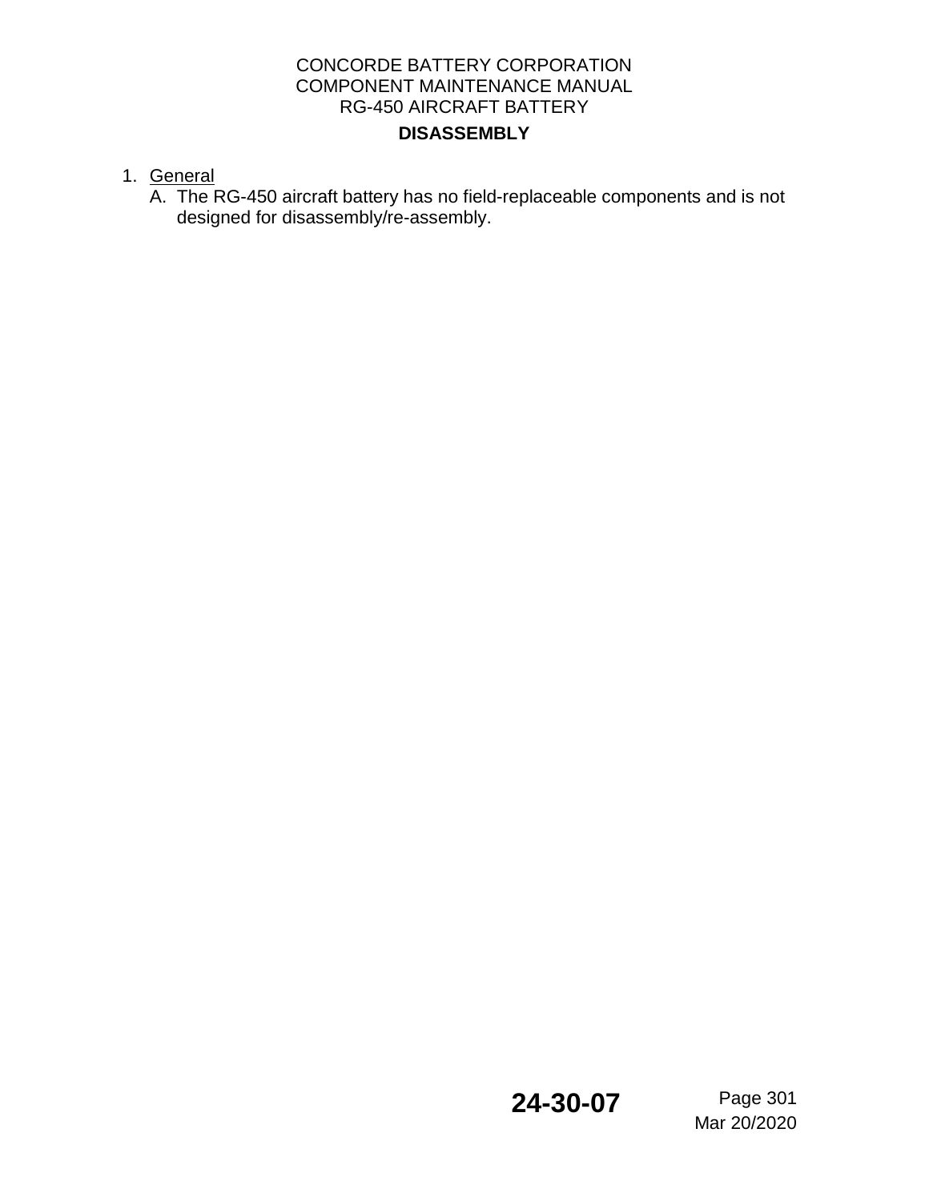## DISASSEMBLY

1. General

   A. The RG-450 aircraft battery has no field-replaceable components and is not designed for disassembly/re-assembly.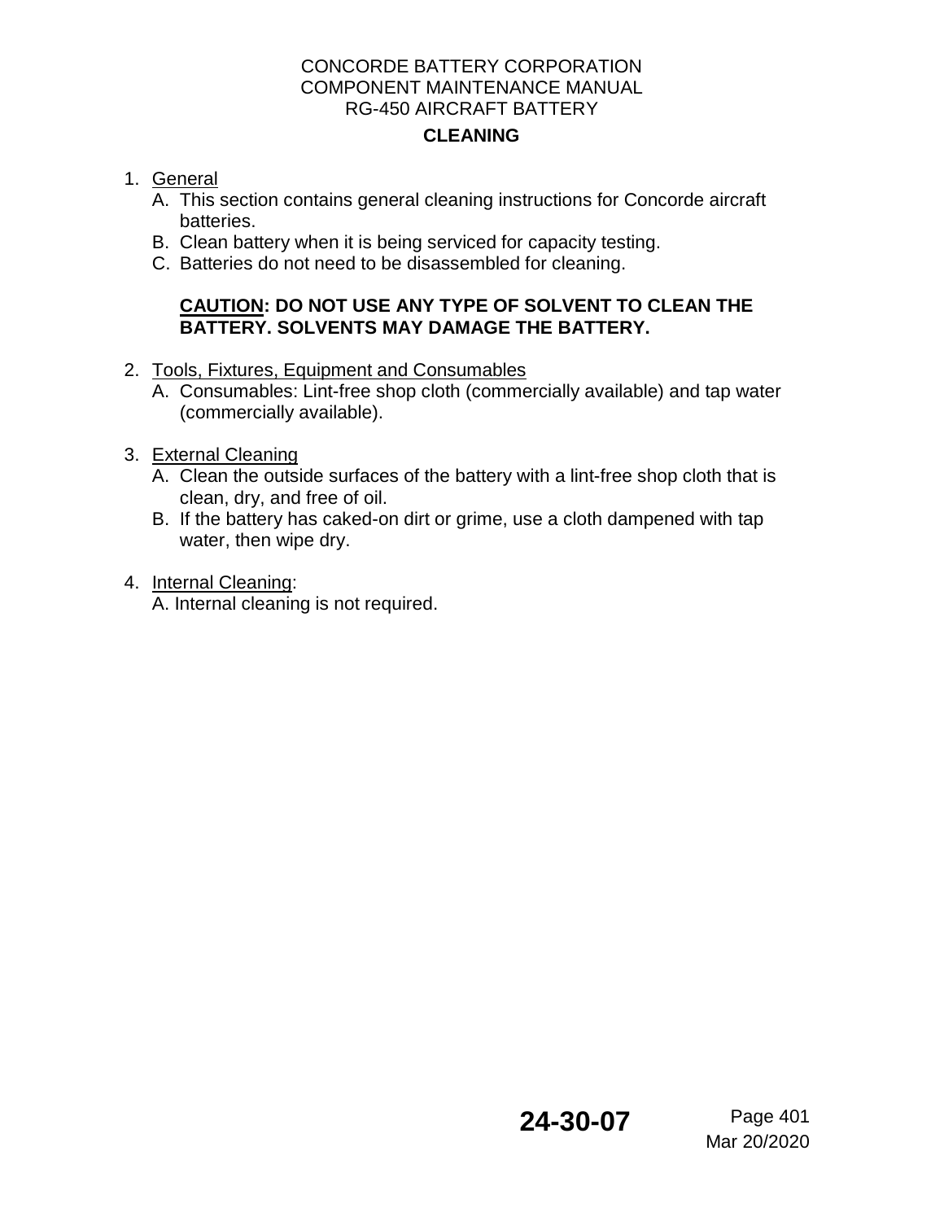## CLEANING

1. General
   A. This section contains general cleaning instructions for Concorde aircraft batteries.
   B. Clean battery when it is being serviced for capacity testing.
   C. Batteries do not need to be disassembled for cleaning.

   **CAUTION: DO NOT USE ANY TYPE OF SOLVENT TO CLEAN THE BATTERY. SOLVENTS MAY DAMAGE THE BATTERY.**

2. Tools, Fixtures, Equipment and Consumables
   A. Consumables: Lint-free shop cloth (commercially available) and tap water (commercially available).

3. External Cleaning
   A. Clean the outside surfaces of the battery with a lint-free shop cloth that is clean, dry, and free of oil.
   B. If the battery has caked-on dirt or grime, use a cloth dampened with tap water, then wipe dry.

4. Internal Cleaning:
   A. Internal cleaning is not required.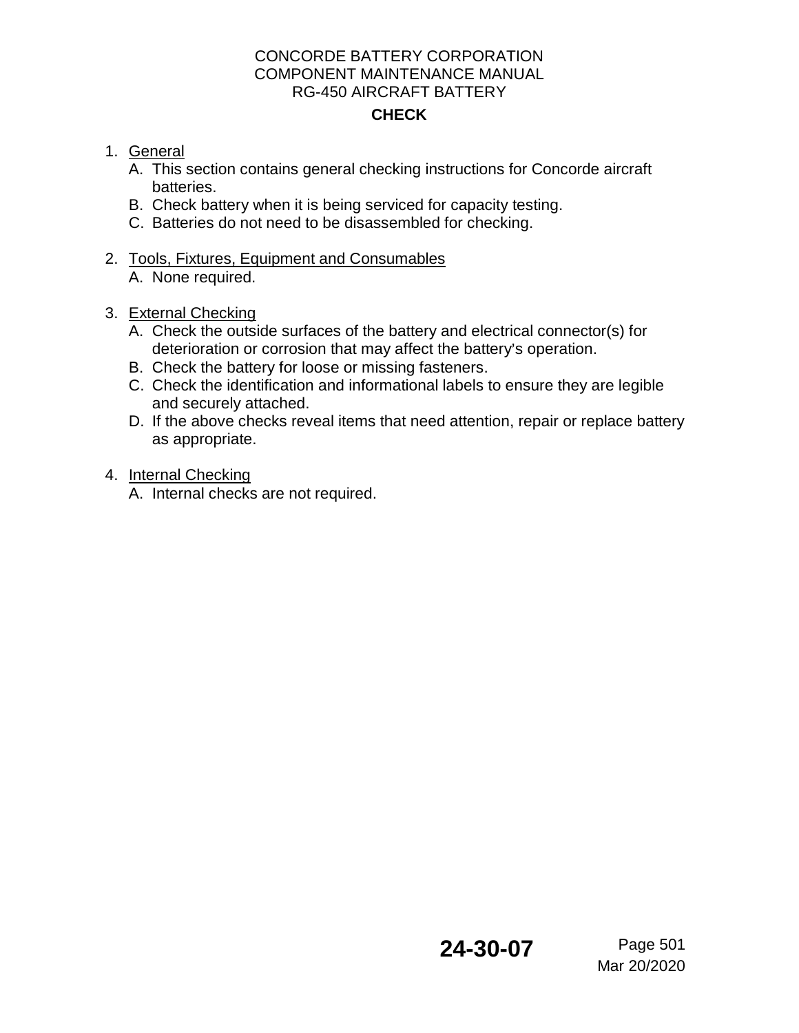# CHECK

1. General
   A. This section contains general checking instructions for Concorde aircraft batteries.
   B. Check battery when it is being serviced for capacity testing.
   C. Batteries do not need to be disassembled for checking.

2. Tools, Fixtures, Equipment and Consumables
   A. None required.

3. External Checking
   A. Check the outside surfaces of the battery and electrical connector(s) for deterioration or corrosion that may affect the battery's operation.
   B. Check the battery for loose or missing fasteners.
   C. Check the identification and informational labels to ensure they are legible and securely attached.
   D. If the above checks reveal items that need attention, repair or replace battery as appropriate.

4. Internal Checking
   A. Internal checks are not required.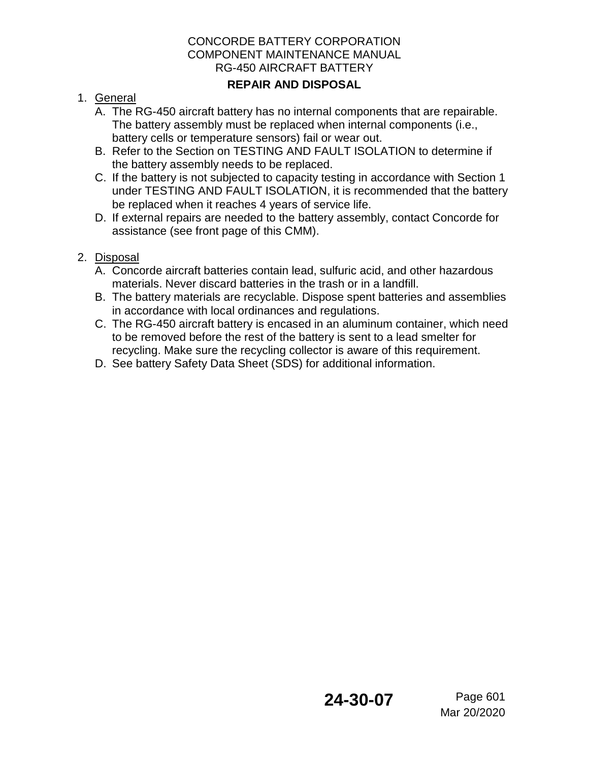## REPAIR AND DISPOSAL

1. General
   - A. The RG-450 aircraft battery has no internal components that are repairable. The battery assembly must be replaced when internal components (i.e., battery cells or temperature sensors) fail or wear out.
   - B. Refer to the Section on TESTING AND FAULT ISOLATION to determine if the battery assembly needs to be replaced.
   - C. If the battery is not subjected to capacity testing in accordance with Section 1 under TESTING AND FAULT ISOLATION, it is recommended that the battery be replaced when it reaches 4 years of service life.
   - D. If external repairs are needed to the battery assembly, contact Concorde for assistance (see front page of this CMM).

2. Disposal
   - A. Concorde aircraft batteries contain lead, sulfuric acid, and other hazardous materials. Never discard batteries in the trash or in a landfill.
   - B. The battery materials are recyclable. Dispose spent batteries and assemblies in accordance with local ordinances and regulations.
   - C. The RG-450 aircraft battery is encased in an aluminum container, which need to be removed before the rest of the battery is sent to a lead smelter for recycling. Make sure the recycling collector is aware of this requirement.
   - D. See battery Safety Data Sheet (SDS) for additional information.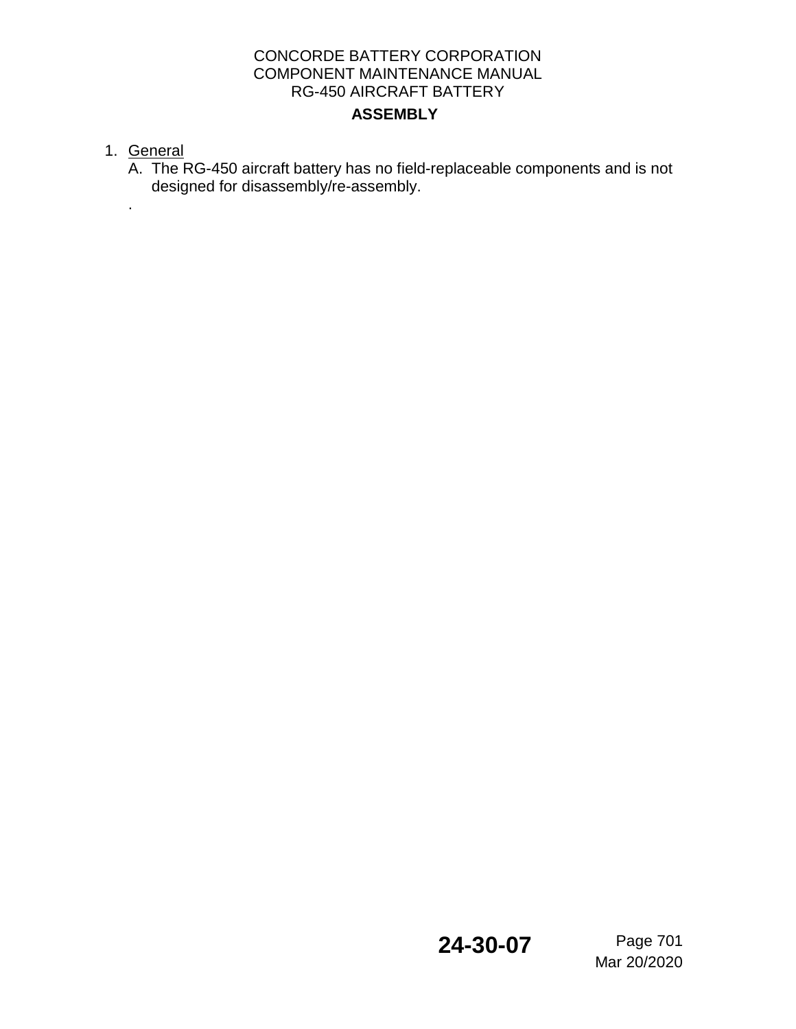# ASSEMBLY

1. General
   A. The RG-450 aircraft battery has no field-replaceable components and is not designed for disassembly/re-assembly.

.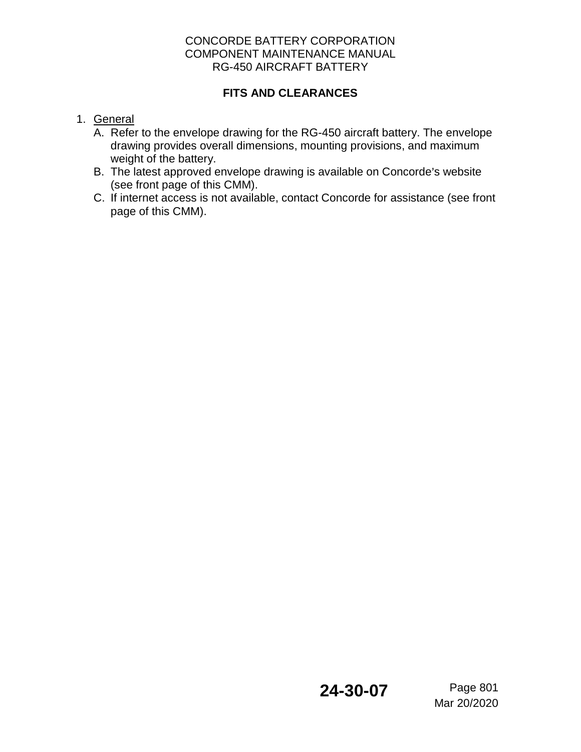# FITS AND CLEARANCES

1. General
   A. Refer to the envelope drawing for the RG-450 aircraft battery. The envelope drawing provides overall dimensions, mounting provisions, and maximum weight of the battery.
   B. The latest approved envelope drawing is available on Concorde's website (see front page of this CMM).
   C. If internet access is not available, contact Concorde for assistance (see front page of this CMM).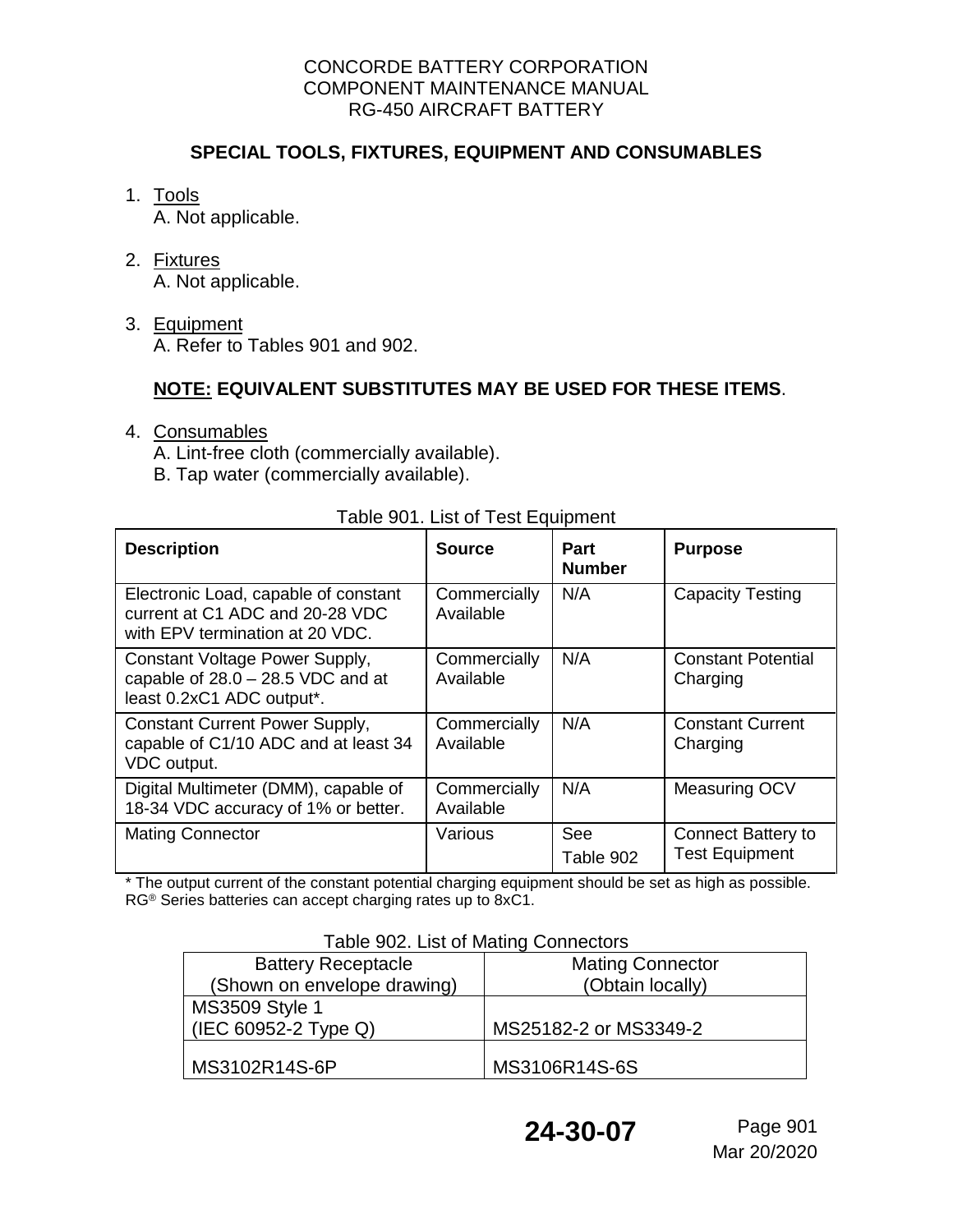## SPECIAL TOOLS, FIXTURES, EQUIPMENT AND CONSUMABLES

1. Tools
   A. Not applicable.

2. Fixtures
   A. Not applicable.

3. Equipment
   A. Refer to Tables 901 and 902.

   **NOTE: EQUIVALENT SUBSTITUTES MAY BE USED FOR THESE ITEMS**.

4. Consumables
   A. Lint-free cloth (commercially available).
   B. Tap water (commercially available).

Table 901. List of Test Equipment

| Description | Source | Part Number | Purpose |
|---|---|---|---|
| Electronic Load, capable of constant current at C1 ADC and 20-28 VDC with EPV termination at 20 VDC. | Commercially Available | N/A | Capacity Testing |
| Constant Voltage Power Supply, capable of 28.0 – 28.5 VDC and at least 0.2xC1 ADC output*. | Commercially Available | N/A | Constant Potential Charging |
| Constant Current Power Supply, capable of C1/10 ADC and at least 34 VDC output. | Commercially Available | N/A | Constant Current Charging |
| Digital Multimeter (DMM), capable of 18-34 VDC accuracy of 1% or better. | Commercially Available | N/A | Measuring OCV |
| Mating Connector | Various | See Table 902 | Connect Battery to Test Equipment |

* The output current of the constant potential charging equipment should be set as high as possible. RG® Series batteries can accept charging rates up to 8xC1.

Table 902. List of Mating Connectors

| Battery Receptacle (Shown on envelope drawing) | Mating Connector (Obtain locally) |
|---|---|
| MS3509 Style 1 (IEC 60952-2 Type Q) | MS25182-2 or MS3349-2 |
| MS3102R14S-6P | MS3106R14S-6S |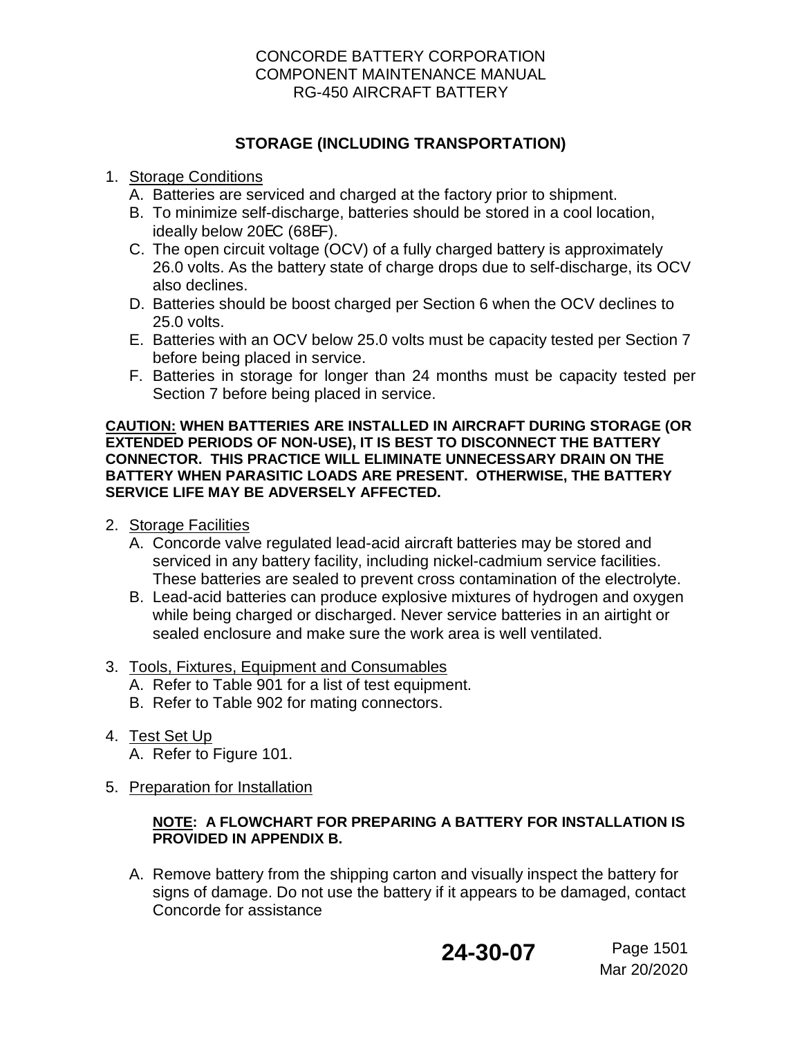## STORAGE (INCLUDING TRANSPORTATION)

1. Storage Conditions
   A. Batteries are serviced and charged at the factory prior to shipment.
   B. To minimize self-discharge, batteries should be stored in a cool location, ideally below 20EC (68EF).
   C. The open circuit voltage (OCV) of a fully charged battery is approximately 26.0 volts. As the battery state of charge drops due to self-discharge, its OCV also declines.
   D. Batteries should be boost charged per Section 6 when the OCV declines to 25.0 volts.
   E. Batteries with an OCV below 25.0 volts must be capacity tested per Section 7 before being placed in service.
   F. Batteries in storage for longer than 24 months must be capacity tested per Section 7 before being placed in service.

**CAUTION: WHEN BATTERIES ARE INSTALLED IN AIRCRAFT DURING STORAGE (OR EXTENDED PERIODS OF NON-USE), IT IS BEST TO DISCONNECT THE BATTERY CONNECTOR. THIS PRACTICE WILL ELIMINATE UNNECESSARY DRAIN ON THE BATTERY WHEN PARASITIC LOADS ARE PRESENT. OTHERWISE, THE BATTERY SERVICE LIFE MAY BE ADVERSELY AFFECTED.**

2. Storage Facilities
   A. Concorde valve regulated lead-acid aircraft batteries may be stored and serviced in any battery facility, including nickel-cadmium service facilities. These batteries are sealed to prevent cross contamination of the electrolyte.
   B. Lead-acid batteries can produce explosive mixtures of hydrogen and oxygen while being charged or discharged. Never service batteries in an airtight or sealed enclosure and make sure the work area is well ventilated.

3. Tools, Fixtures, Equipment and Consumables
   A. Refer to Table 901 for a list of test equipment.
   B. Refer to Table 902 for mating connectors.

4. Test Set Up
   A. Refer to Figure 101.

5. Preparation for Installation

   **NOTE: A FLOWCHART FOR PREPARING A BATTERY FOR INSTALLATION IS PROVIDED IN APPENDIX B.**

   A. Remove battery from the shipping carton and visually inspect the battery for signs of damage. Do not use the battery if it appears to be damaged, contact Concorde for assistance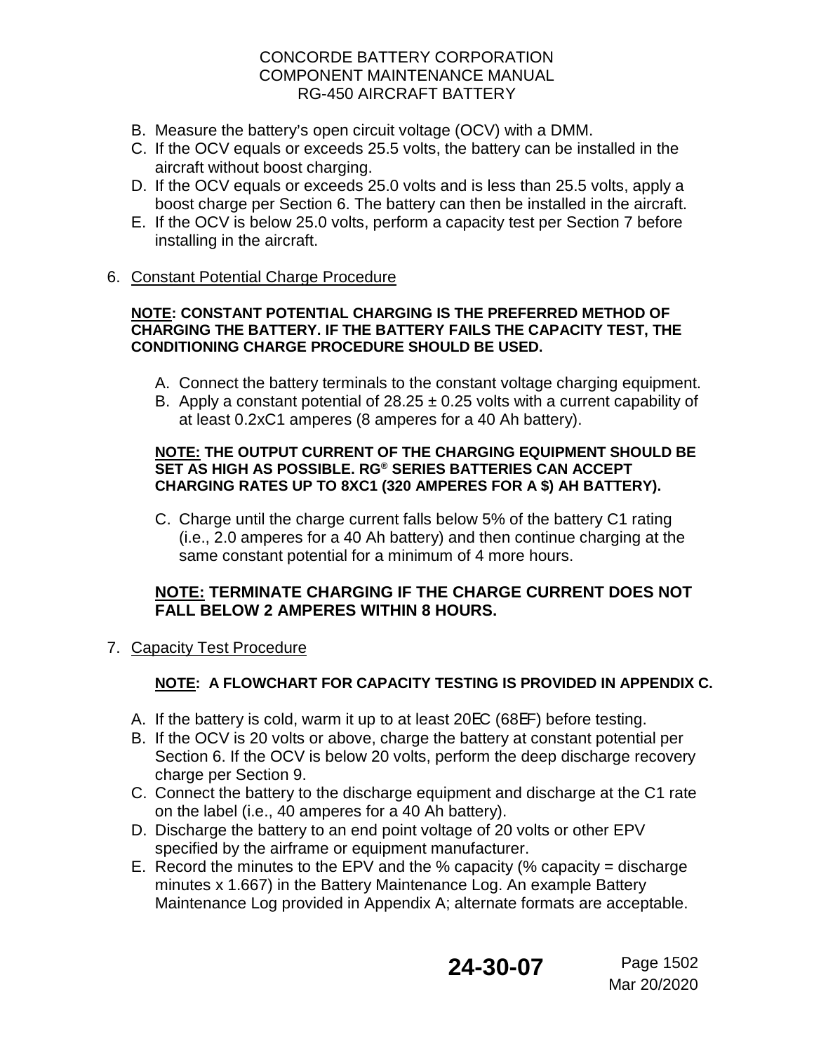B. Measure the battery's open circuit voltage (OCV) with a DMM.
C. If the OCV equals or exceeds 25.5 volts, the battery can be installed in the aircraft without boost charging.
D. If the OCV equals or exceeds 25.0 volts and is less than 25.5 volts, apply a boost charge per Section 6. The battery can then be installed in the aircraft.
E. If the OCV is below 25.0 volts, perform a capacity test per Section 7 before installing in the aircraft.

6. Constant Potential Charge Procedure

**NOTE: CONSTANT POTENTIAL CHARGING IS THE PREFERRED METHOD OF CHARGING THE BATTERY. IF THE BATTERY FAILS THE CAPACITY TEST, THE CONDITIONING CHARGE PROCEDURE SHOULD BE USED.**

A. Connect the battery terminals to the constant voltage charging equipment.
B. Apply a constant potential of 28.25 ± 0.25 volts with a current capability of at least 0.2xC1 amperes (8 amperes for a 40 Ah battery).

**NOTE: THE OUTPUT CURRENT OF THE CHARGING EQUIPMENT SHOULD BE SET AS HIGH AS POSSIBLE. RG® SERIES BATTERIES CAN ACCEPT CHARGING RATES UP TO 8XC1 (320 AMPERES FOR A $) AH BATTERY).**

C. Charge until the charge current falls below 5% of the battery C1 rating (i.e., 2.0 amperes for a 40 Ah battery) and then continue charging at the same constant potential for a minimum of 4 more hours.

**NOTE: TERMINATE CHARGING IF THE CHARGE CURRENT DOES NOT FALL BELOW 2 AMPERES WITHIN 8 HOURS.**

7. Capacity Test Procedure

**NOTE: A FLOWCHART FOR CAPACITY TESTING IS PROVIDED IN APPENDIX C.**

A. If the battery is cold, warm it up to at least 20EC (68EF) before testing.
B. If the OCV is 20 volts or above, charge the battery at constant potential per Section 6. If the OCV is below 20 volts, perform the deep discharge recovery charge per Section 9.
C. Connect the battery to the discharge equipment and discharge at the C1 rate on the label (i.e., 40 amperes for a 40 Ah battery).
D. Discharge the battery to an end point voltage of 20 volts or other EPV specified by the airframe or equipment manufacturer.
E. Record the minutes to the EPV and the % capacity (% capacity = discharge minutes x 1.667) in the Battery Maintenance Log. An example Battery Maintenance Log provided in Appendix A; alternate formats are acceptable.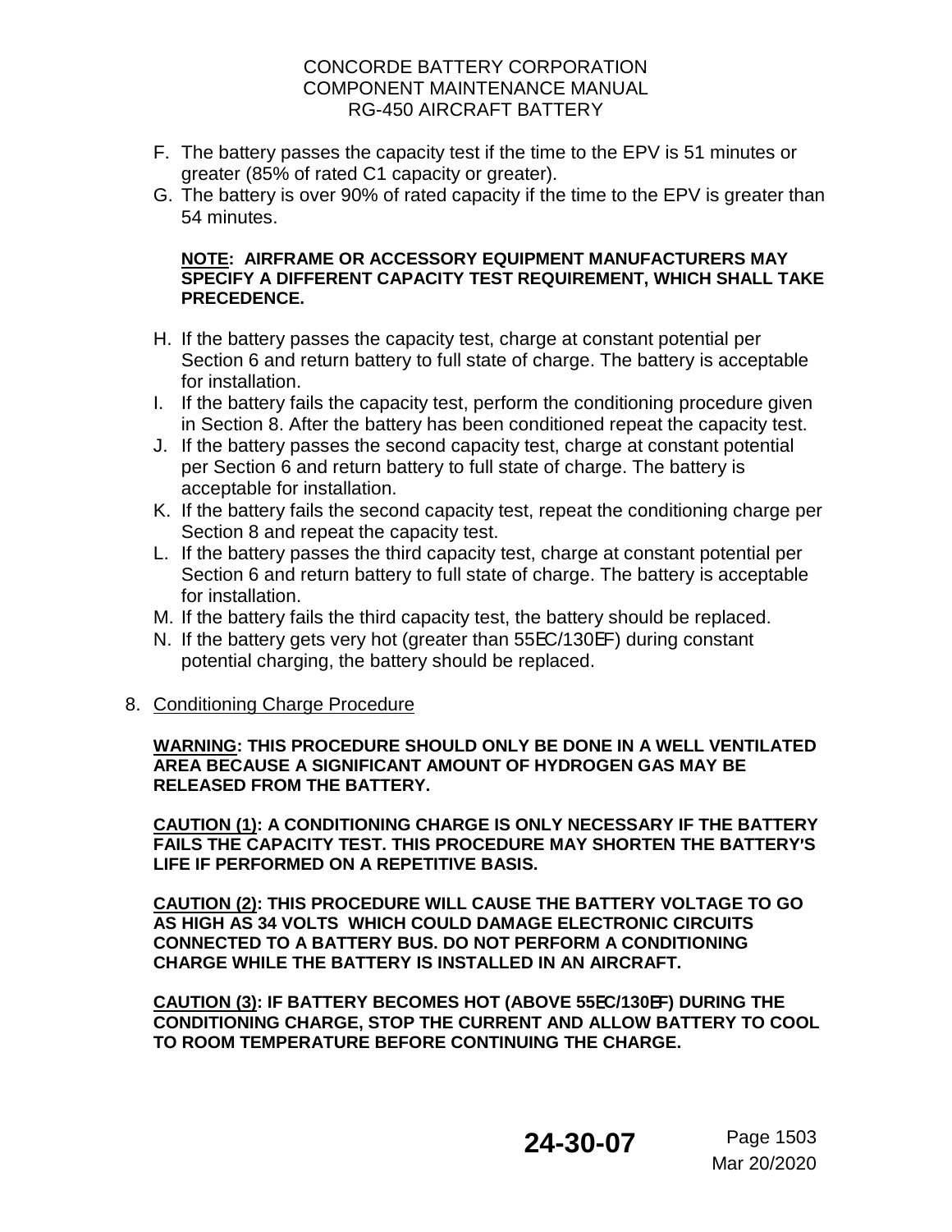F. The battery passes the capacity test if the time to the EPV is 51 minutes or greater (85% of rated C1 capacity or greater).

G. The battery is over 90% of rated capacity if the time to the EPV is greater than 54 minutes.

**NOTE: AIRFRAME OR ACCESSORY EQUIPMENT MANUFACTURERS MAY SPECIFY A DIFFERENT CAPACITY TEST REQUIREMENT, WHICH SHALL TAKE PRECEDENCE.**

H. If the battery passes the capacity test, charge at constant potential per Section 6 and return battery to full state of charge. The battery is acceptable for installation.

I. If the battery fails the capacity test, perform the conditioning procedure given in Section 8. After the battery has been conditioned repeat the capacity test.

J. If the battery passes the second capacity test, charge at constant potential per Section 6 and return battery to full state of charge. The battery is acceptable for installation.

K. If the battery fails the second capacity test, repeat the conditioning charge per Section 8 and repeat the capacity test.

L. If the battery passes the third capacity test, charge at constant potential per Section 6 and return battery to full state of charge. The battery is acceptable for installation.

M. If the battery fails the third capacity test, the battery should be replaced.

N. If the battery gets very hot (greater than 55°C/130°F) during constant potential charging, the battery should be replaced.

8. Conditioning Charge Procedure

**WARNING: THIS PROCEDURE SHOULD ONLY BE DONE IN A WELL VENTILATED AREA BECAUSE A SIGNIFICANT AMOUNT OF HYDROGEN GAS MAY BE RELEASED FROM THE BATTERY.**

**CAUTION (1): A CONDITIONING CHARGE IS ONLY NECESSARY IF THE BATTERY FAILS THE CAPACITY TEST. THIS PROCEDURE MAY SHORTEN THE BATTERY'S LIFE IF PERFORMED ON A REPETITIVE BASIS.**

**CAUTION (2): THIS PROCEDURE WILL CAUSE THE BATTERY VOLTAGE TO GO AS HIGH AS 34 VOLTS WHICH COULD DAMAGE ELECTRONIC CIRCUITS CONNECTED TO A BATTERY BUS. DO NOT PERFORM A CONDITIONING CHARGE WHILE THE BATTERY IS INSTALLED IN AN AIRCRAFT.**

**CAUTION (3): IF BATTERY BECOMES HOT (ABOVE 55°C/130°F) DURING THE CONDITIONING CHARGE, STOP THE CURRENT AND ALLOW BATTERY TO COOL TO ROOM TEMPERATURE BEFORE CONTINUING THE CHARGE.**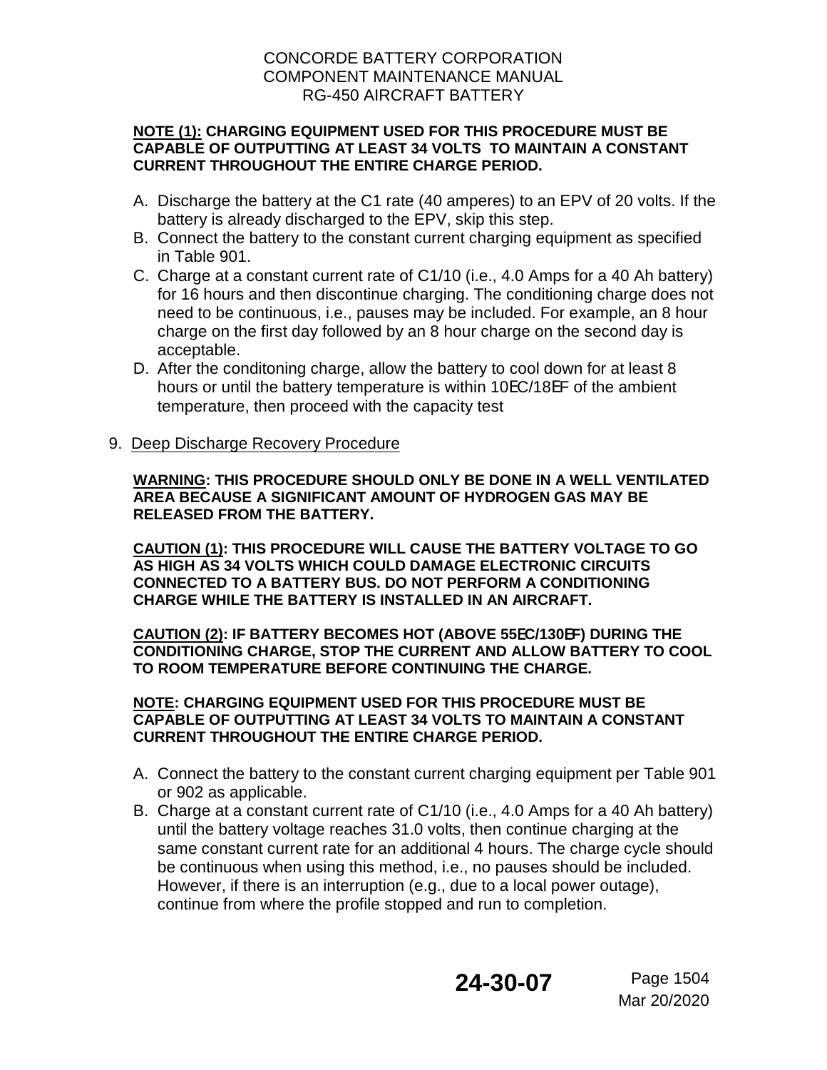**NOTE (1): CHARGING EQUIPMENT USED FOR THIS PROCEDURE MUST BE CAPABLE OF OUTPUTTING AT LEAST 34 VOLTS TO MAINTAIN A CONSTANT CURRENT THROUGHOUT THE ENTIRE CHARGE PERIOD.**

A. Discharge the battery at the C1 rate (40 amperes) to an EPV of 20 volts. If the battery is already discharged to the EPV, skip this step.
B. Connect the battery to the constant current charging equipment as specified in Table 901.
C. Charge at a constant current rate of C1/10 (i.e., 4.0 Amps for a 40 Ah battery) for 16 hours and then discontinue charging. The conditioning charge does not need to be continuous, i.e., pauses may be included. For example, an 8 hour charge on the first day followed by an 8 hour charge on the second day is acceptable.
D. After the conditoning charge, allow the battery to cool down for at least 8 hours or until the battery temperature is within 10EC/18EF of the ambient temperature, then proceed with the capacity test

9. Deep Discharge Recovery Procedure

**WARNING: THIS PROCEDURE SHOULD ONLY BE DONE IN A WELL VENTILATED AREA BECAUSE A SIGNIFICANT AMOUNT OF HYDROGEN GAS MAY BE RELEASED FROM THE BATTERY.**

**CAUTION (1): THIS PROCEDURE WILL CAUSE THE BATTERY VOLTAGE TO GO AS HIGH AS 34 VOLTS WHICH COULD DAMAGE ELECTRONIC CIRCUITS CONNECTED TO A BATTERY BUS. DO NOT PERFORM A CONDITIONING CHARGE WHILE THE BATTERY IS INSTALLED IN AN AIRCRAFT.**

**CAUTION (2): IF BATTERY BECOMES HOT (ABOVE 55EC/130EF) DURING THE CONDITIONING CHARGE, STOP THE CURRENT AND ALLOW BATTERY TO COOL TO ROOM TEMPERATURE BEFORE CONTINUING THE CHARGE.**

**NOTE: CHARGING EQUIPMENT USED FOR THIS PROCEDURE MUST BE CAPABLE OF OUTPUTTING AT LEAST 34 VOLTS TO MAINTAIN A CONSTANT CURRENT THROUGHOUT THE ENTIRE CHARGE PERIOD.**

A. Connect the battery to the constant current charging equipment per Table 901 or 902 as applicable.
B. Charge at a constant current rate of C1/10 (i.e., 4.0 Amps for a 40 Ah battery) until the battery voltage reaches 31.0 volts, then continue charging at the same constant current rate for an additional 4 hours. The charge cycle should be continuous when using this method, i.e., no pauses should be included. However, if there is an interruption (e.g., due to a local power outage), continue from where the profile stopped and run to completion.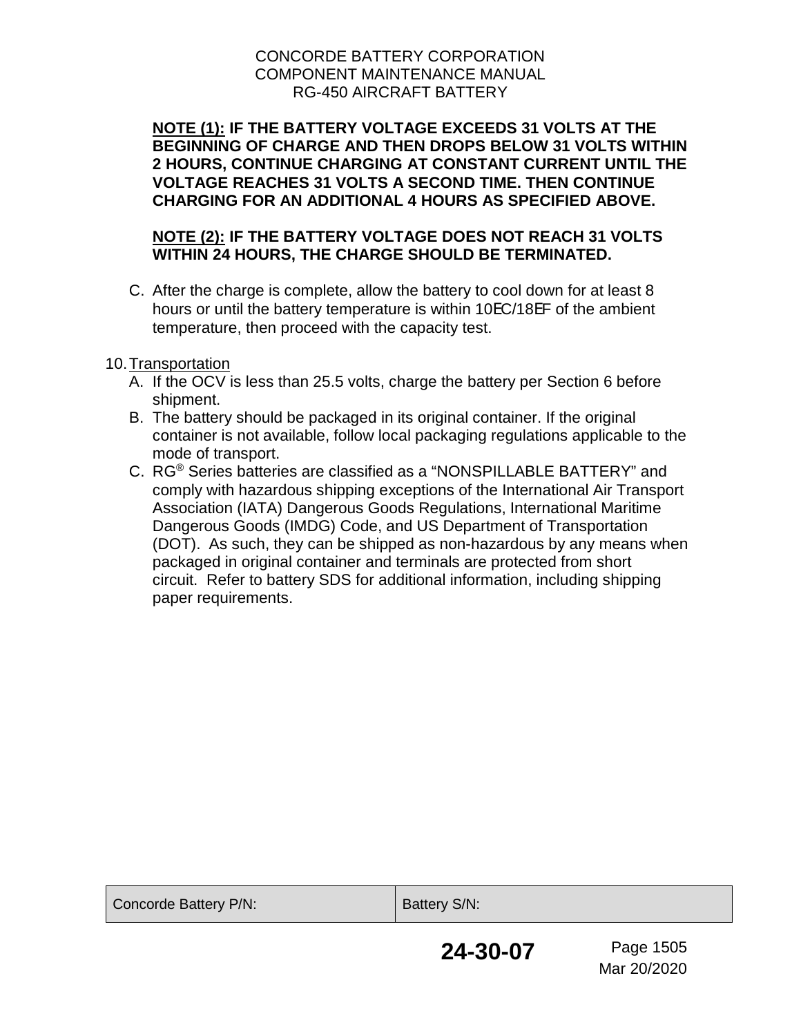**NOTE (1): IF THE BATTERY VOLTAGE EXCEEDS 31 VOLTS AT THE BEGINNING OF CHARGE AND THEN DROPS BELOW 31 VOLTS WITHIN 2 HOURS, CONTINUE CHARGING AT CONSTANT CURRENT UNTIL THE VOLTAGE REACHES 31 VOLTS A SECOND TIME. THEN CONTINUE CHARGING FOR AN ADDITIONAL 4 HOURS AS SPECIFIED ABOVE.**

**NOTE (2): IF THE BATTERY VOLTAGE DOES NOT REACH 31 VOLTS WITHIN 24 HOURS, THE CHARGE SHOULD BE TERMINATED.**

C. After the charge is complete, allow the battery to cool down for at least 8 hours or until the battery temperature is within 10°C/18°F of the ambient temperature, then proceed with the capacity test.

10. Transportation

A. If the OCV is less than 25.5 volts, charge the battery per Section 6 before shipment.

B. The battery should be packaged in its original container. If the original container is not available, follow local packaging regulations applicable to the mode of transport.

C. RG® Series batteries are classified as a "NONSPILLABLE BATTERY" and comply with hazardous shipping exceptions of the International Air Transport Association (IATA) Dangerous Goods Regulations, International Maritime Dangerous Goods (IMDG) Code, and US Department of Transportation (DOT). As such, they can be shipped as non-hazardous by any means when packaged in original container and terminals are protected from short circuit. Refer to battery SDS for additional information, including shipping paper requirements.

| Concorde Battery P/N: | Battery S/N: |
| --- | --- |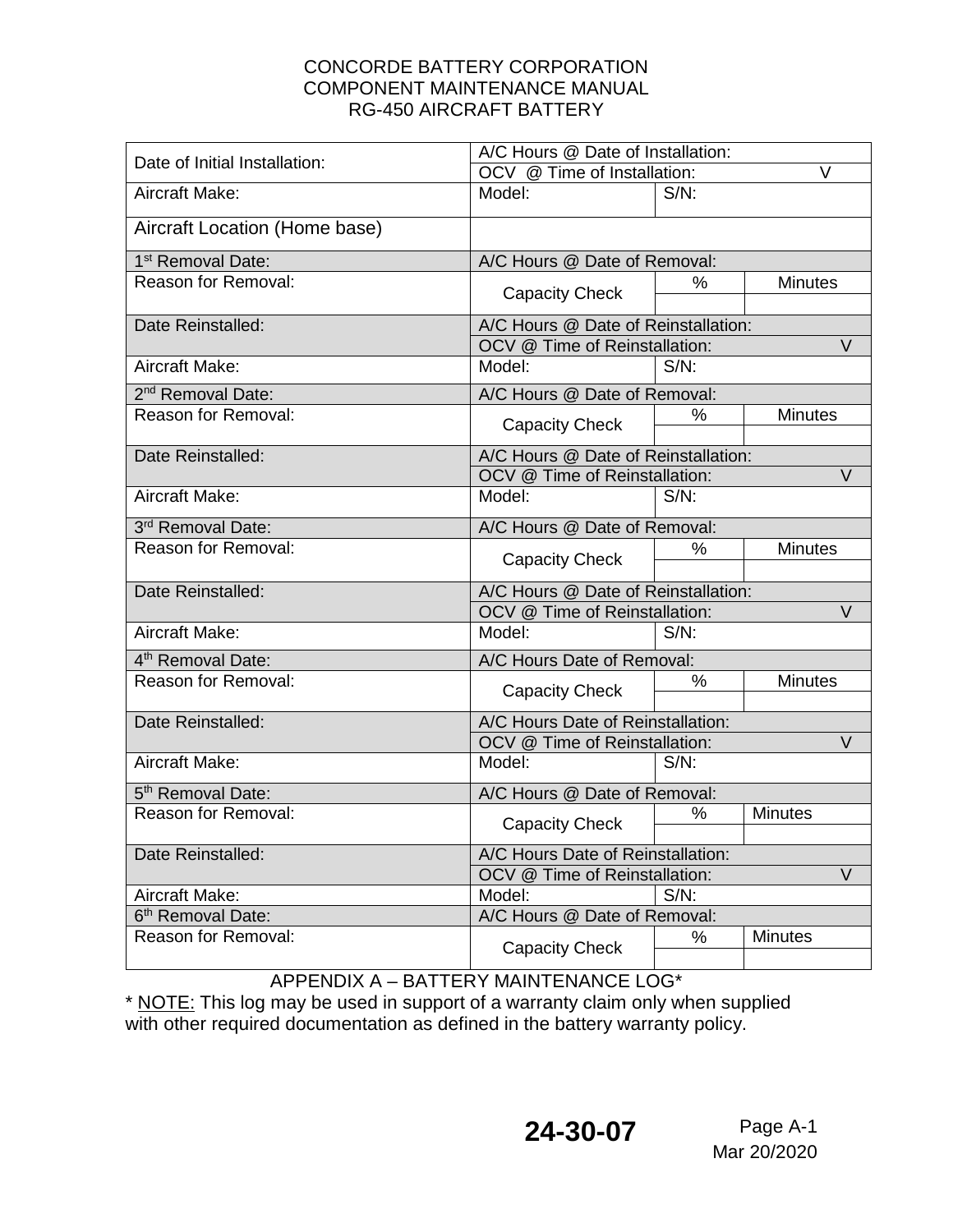| Date of Initial Installation: | A/C Hours @ Date of Installation: | | |
|---|---|---|---|
| | OCV @ Time of Installation: V | | |
| Aircraft Make: | Model: | S/N: | |
| Aircraft Location (Home base) | | | |
| 1st Removal Date: | A/C Hours @ Date of Removal: | | |
| Reason for Removal: | Capacity Check | % | Minutes |
| | | | |
| Date Reinstalled: | A/C Hours @ Date of Reinstallation: | | |
| | OCV @ Time of Reinstallation: V | | |
| Aircraft Make: | Model: | S/N: | |
| 2nd Removal Date: | A/C Hours @ Date of Removal: | | |
| Reason for Removal: | Capacity Check | % | Minutes |
| | | | |
| Date Reinstalled: | A/C Hours @ Date of Reinstallation: | | |
| | OCV @ Time of Reinstallation: V | | |
| Aircraft Make: | Model: | S/N: | |
| 3rd Removal Date: | A/C Hours @ Date of Removal: | | |
| Reason for Removal: | Capacity Check | % | Minutes |
| | | | |
| Date Reinstalled: | A/C Hours @ Date of Reinstallation: | | |
| | OCV @ Time of Reinstallation: V | | |
| Aircraft Make: | Model: | S/N: | |
| 4th Removal Date: | A/C Hours Date of Removal: | | |
| Reason for Removal: | Capacity Check | % | Minutes |
| | | | |
| Date Reinstalled: | A/C Hours Date of Reinstallation: | | |
| | OCV @ Time of Reinstallation: V | | |
| Aircraft Make: | Model: | S/N: | |
| 5th Removal Date: | A/C Hours @ Date of Removal: | | |
| Reason for Removal: | Capacity Check | % | Minutes |
| | | | |
| Date Reinstalled: | A/C Hours Date of Reinstallation: | | |
| | OCV @ Time of Reinstallation: V | | |
| Aircraft Make: | Model: | S/N: | |
| 6th Removal Date: | A/C Hours @ Date of Removal: | | |
| Reason for Removal: | Capacity Check | % | Minutes |
| | | | |

APPENDIX A – BATTERY MAINTENANCE LOG*

* NOTE: This log may be used in support of a warranty claim only when supplied with other required documentation as defined in the battery warranty policy.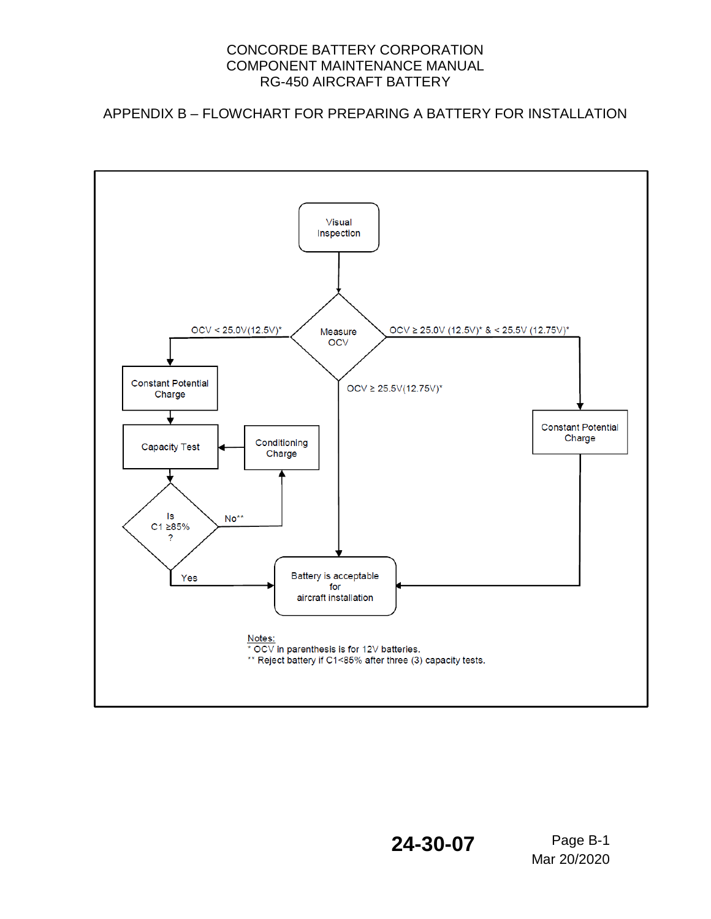## APPENDIX B – FLOWCHART FOR PREPARING A BATTERY FOR INSTALLATION

Visual Inspection

Measure OCV

OCV < 25.0V(12.5V)*

OCV ≥ 25.0V (12.5V)* & < 25.5V (12.75V)*

OCV ≥ 25.5V(12.75V)*

Constant Potential Charge

Capacity Test

Conditioning Charge

Is C1 ≥85% ?

No**

Yes

Constant Potential Charge

Battery is acceptable for aircraft installation

Notes:
\* OCV in parenthesis is for 12V batteries.
\*\* Reject battery if C1<85% after three (3) capacity tests.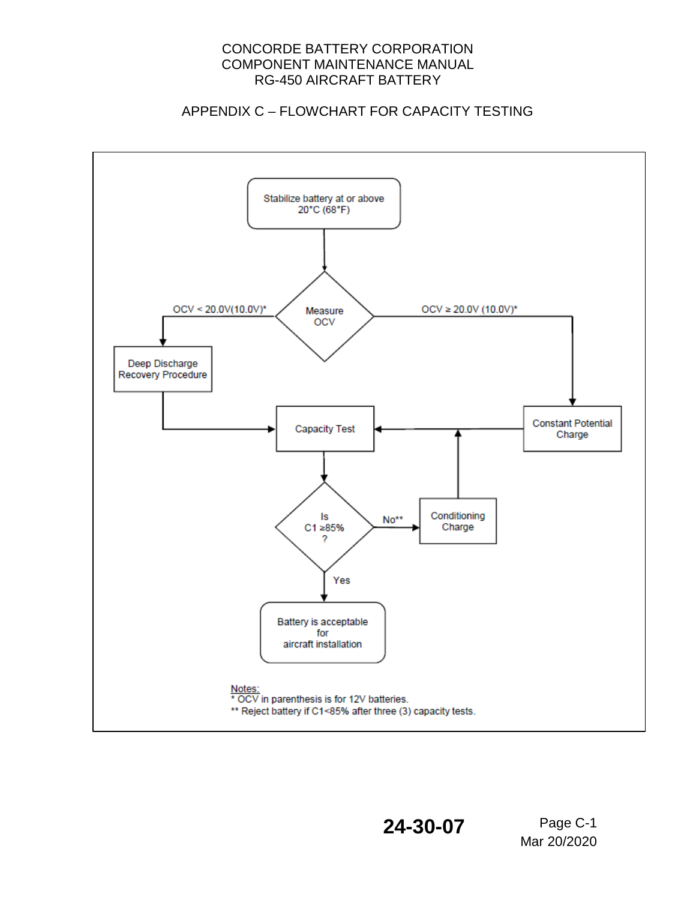CONCORDE BATTERY CORPORATION
COMPONENT MAINTENANCE MANUAL
RG-450 AIRCRAFT BATTERY

## APPENDIX C – FLOWCHART FOR CAPACITY TESTING

Stabilize battery at or above 20°C (68°F)

Measure OCV

OCV < 20.0V(10.0V)*

OCV ≥ 20.0V (10.0V)*

Deep Discharge Recovery Procedure

Constant Potential Charge

Capacity Test

Is C1 ≥85% ?

No**

Conditioning Charge

Yes

Battery is acceptable for aircraft installation

Notes:
* OCV in parenthesis is for 12V batteries.
** Reject battery if C1<85% after three (3) capacity tests.